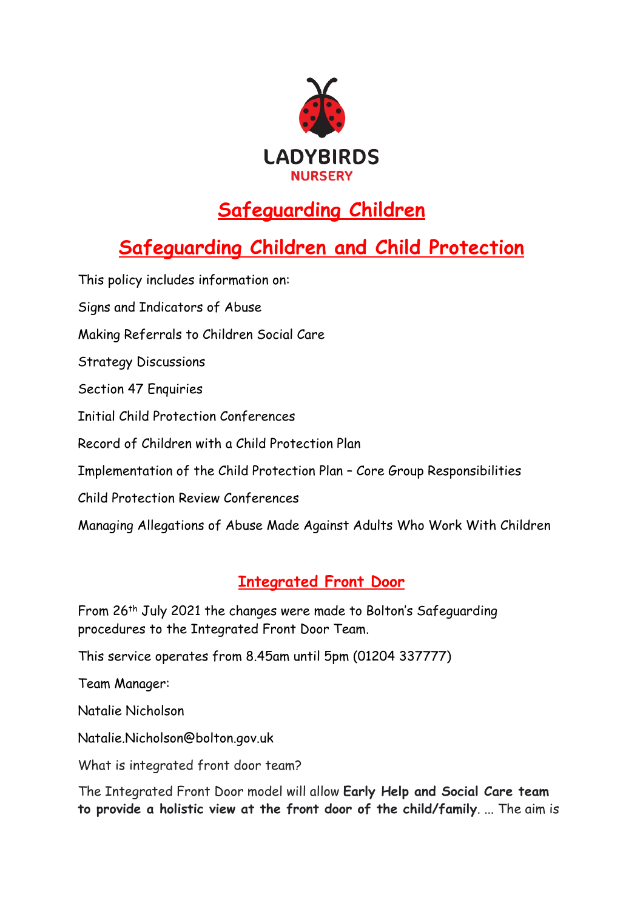LADYBIRDS

NURSERY

# Safeguarding Children

# Safeguarding Children and Child Protection

This policy includes information on:

Signs and Indicators of Abuse

Making Referrals to Children Social Care

Strategy Discussions

Section 47 Enquiries

Initial Child Protection Conferences

Record of Children with a Child Protection Plan

Implementation of the Child Protection Plan – Core Group Responsibilities

Child Protection Review Conferences

Managing Allegations of Abuse Made Against Adults Who Work With Children

## Integrated Front Door

From 26th July 2021 the changes were made to Bolton's Safeguarding procedures to the Integrated Front Door Team.

This service operates from 8.45am until 5pm (01204 337777)

Team Manager:

Natalie Nicholson

Natalie.Nicholson@bolton.gov.uk

What is integrated front door team?

The Integrated Front Door model will allow **Early Help and Social Care team to provide a holistic view at the front door of the child/family**. ... The aim is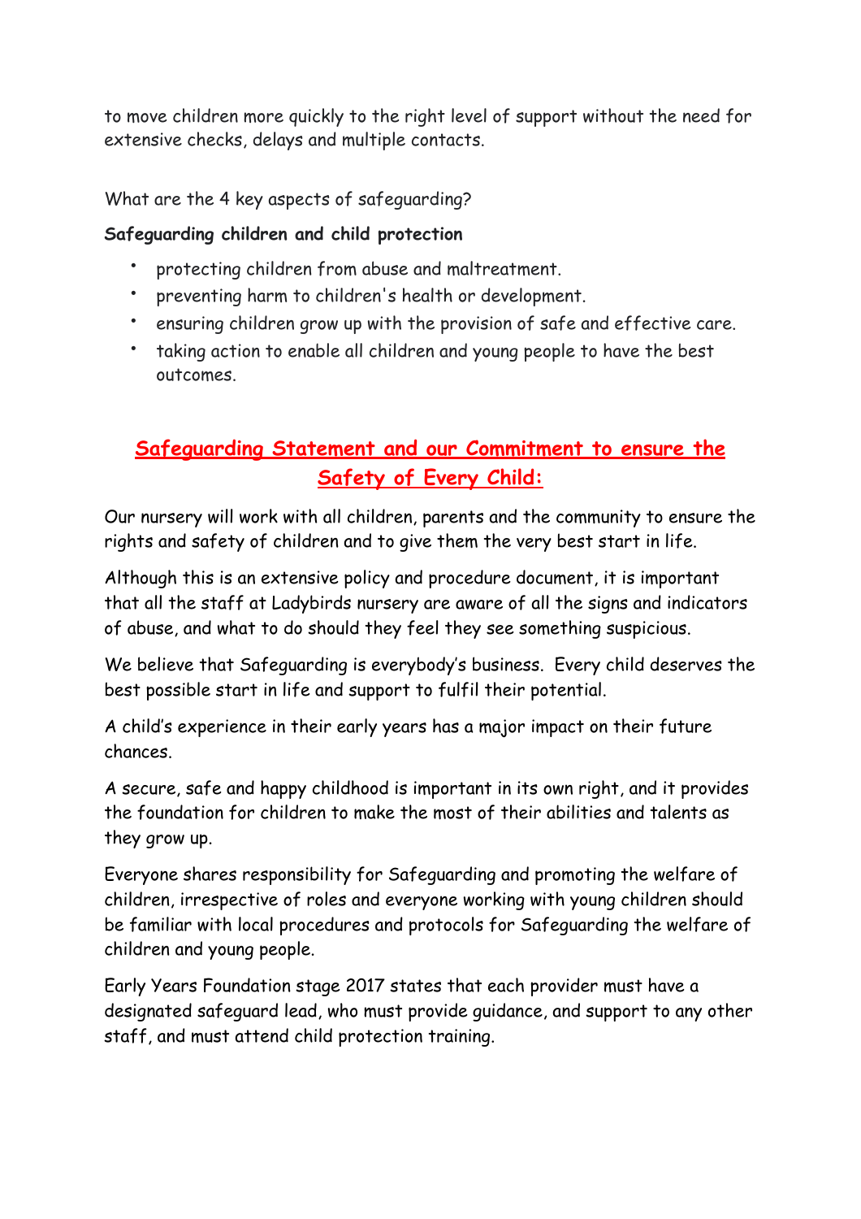to move children more quickly to the right level of support without the need for extensive checks, delays and multiple contacts.

What are the 4 key aspects of safeguarding?

**Safeguarding children and child protection**

- protecting children from abuse and maltreatment.
- preventing harm to children's health or development.
- ensuring children grow up with the provision of safe and effective care.
- taking action to enable all children and young people to have the best outcomes.

## Safeguarding Statement and our Commitment to ensure the Safety of Every Child:

Our nursery will work with all children, parents and the community to ensure the rights and safety of children and to give them the very best start in life.

Although this is an extensive policy and procedure document, it is important that all the staff at Ladybirds nursery are aware of all the signs and indicators of abuse, and what to do should they feel they see something suspicious.

We believe that Safeguarding is everybody's business. Every child deserves the best possible start in life and support to fulfil their potential.

A child's experience in their early years has a major impact on their future chances.

A secure, safe and happy childhood is important in its own right, and it provides the foundation for children to make the most of their abilities and talents as they grow up.

Everyone shares responsibility for Safeguarding and promoting the welfare of children, irrespective of roles and everyone working with young children should be familiar with local procedures and protocols for Safeguarding the welfare of children and young people.

Early Years Foundation stage 2017 states that each provider must have a designated safeguard lead, who must provide guidance, and support to any other staff, and must attend child protection training.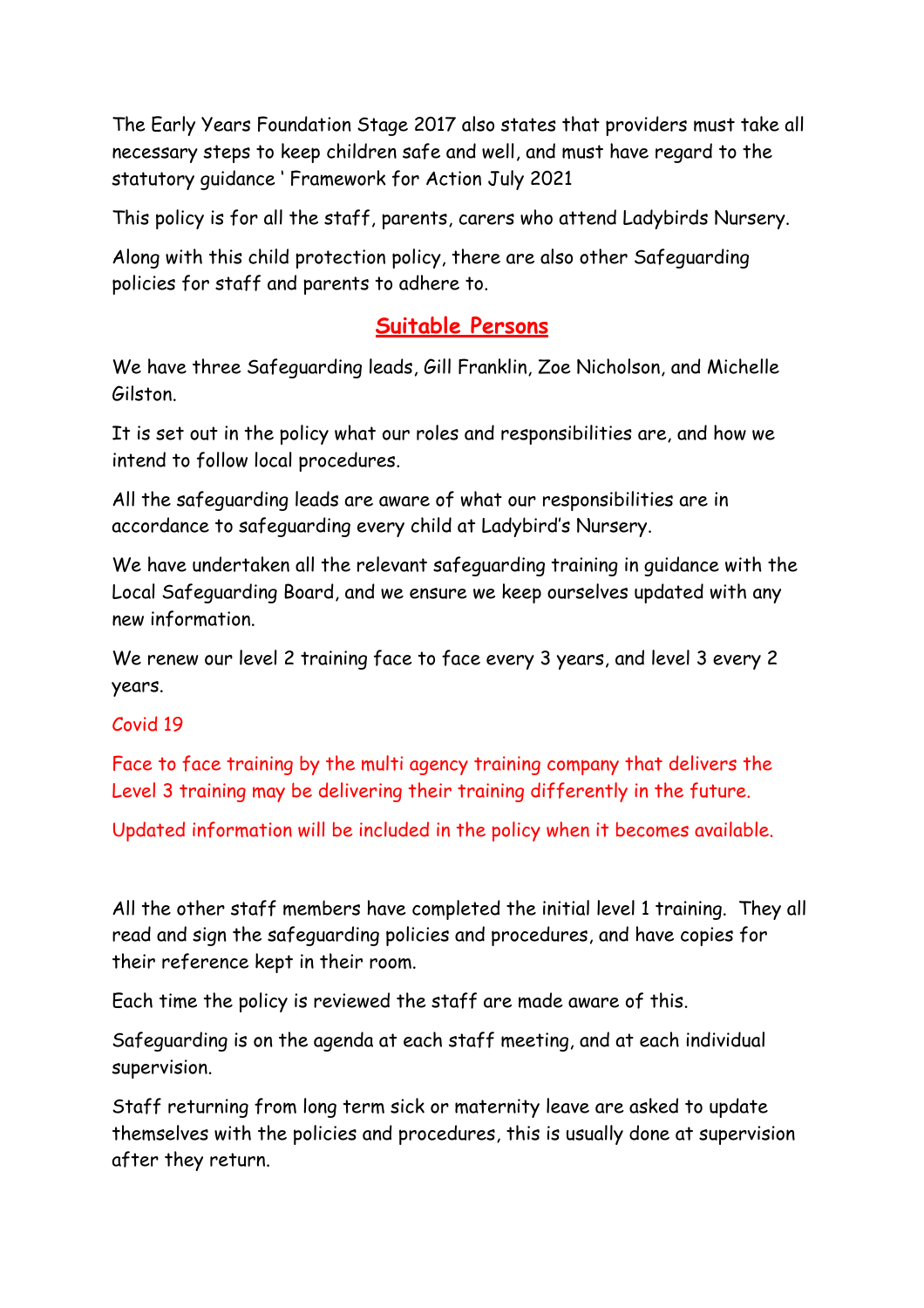The Early Years Foundation Stage 2017 also states that providers must take all necessary steps to keep children safe and well, and must have regard to the statutory guidance ' Framework for Action July 2021

This policy is for all the staff, parents, carers who attend Ladybirds Nursery.

Along with this child protection policy, there are also other Safeguarding policies for staff and parents to adhere to.

## Suitable Persons

We have three Safeguarding leads, Gill Franklin, Zoe Nicholson, and Michelle Gilston.

It is set out in the policy what our roles and responsibilities are, and how we intend to follow local procedures.

All the safeguarding leads are aware of what our responsibilities are in accordance to safeguarding every child at Ladybird's Nursery.

We have undertaken all the relevant safeguarding training in guidance with the Local Safeguarding Board, and we ensure we keep ourselves updated with any new information.

We renew our level 2 training face to face every 3 years, and level 3 every 2 years.

Covid 19

Face to face training by the multi agency training company that delivers the Level 3 training may be delivering their training differently in the future.

Updated information will be included in the policy when it becomes available.

All the other staff members have completed the initial level 1 training. They all read and sign the safeguarding policies and procedures, and have copies for their reference kept in their room.

Each time the policy is reviewed the staff are made aware of this.

Safeguarding is on the agenda at each staff meeting, and at each individual supervision.

Staff returning from long term sick or maternity leave are asked to update themselves with the policies and procedures, this is usually done at supervision after they return.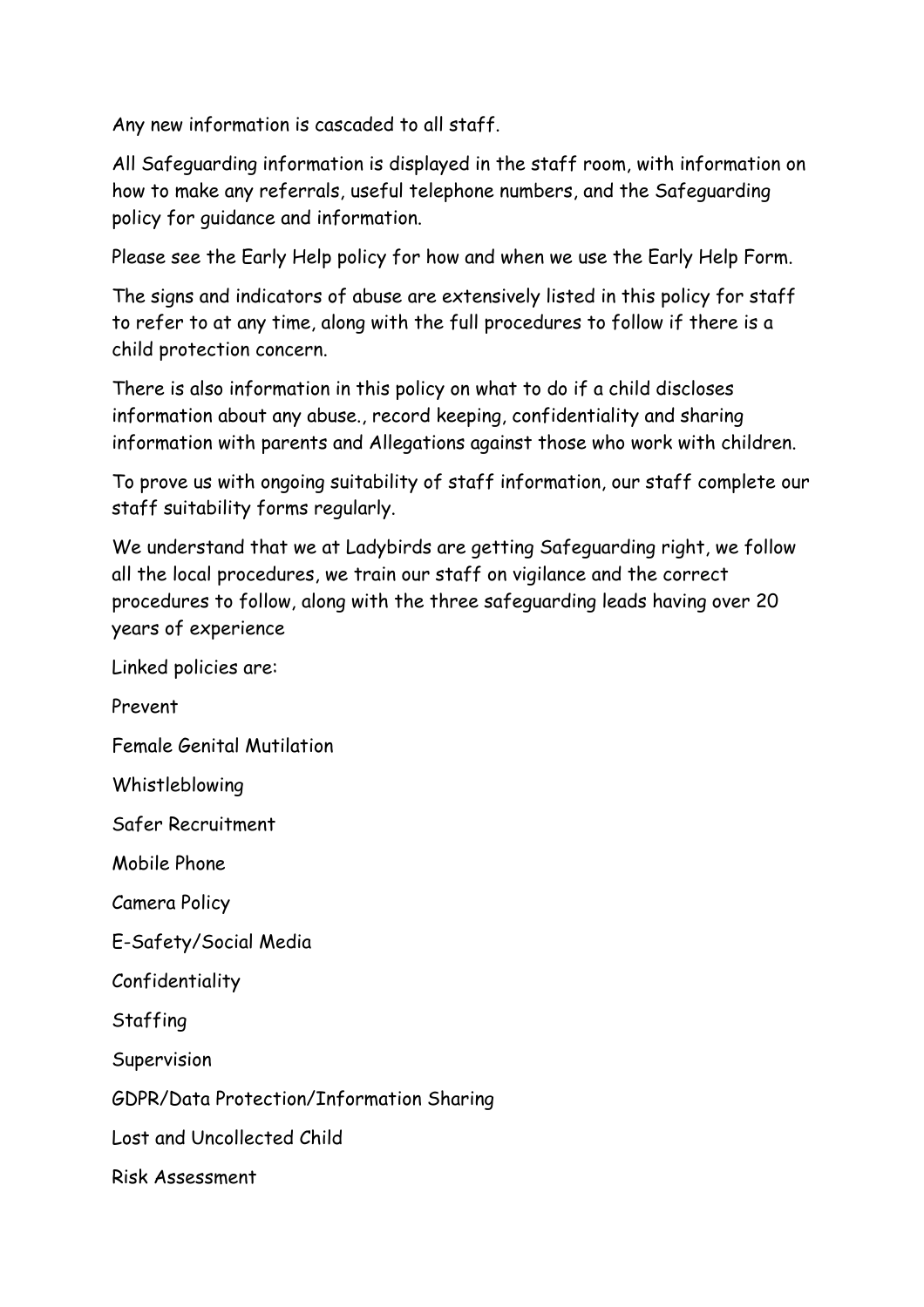Any new information is cascaded to all staff.

All Safeguarding information is displayed in the staff room, with information on how to make any referrals, useful telephone numbers, and the Safeguarding policy for guidance and information.

Please see the Early Help policy for how and when we use the Early Help Form.

The signs and indicators of abuse are extensively listed in this policy for staff to refer to at any time, along with the full procedures to follow if there is a child protection concern.

There is also information in this policy on what to do if a child discloses information about any abuse., record keeping, confidentiality and sharing information with parents and Allegations against those who work with children.

To prove us with ongoing suitability of staff information, our staff complete our staff suitability forms regularly.

We understand that we at Ladybirds are getting Safeguarding right, we follow all the local procedures, we train our staff on vigilance and the correct procedures to follow, along with the three safeguarding leads having over 20 years of experience

Linked policies are:

Prevent

Female Genital Mutilation

Whistleblowing

Safer Recruitment

Mobile Phone

Camera Policy

E-Safety/Social Media

Confidentiality

Staffing

Supervision

GDPR/Data Protection/Information Sharing

Lost and Uncollected Child

Risk Assessment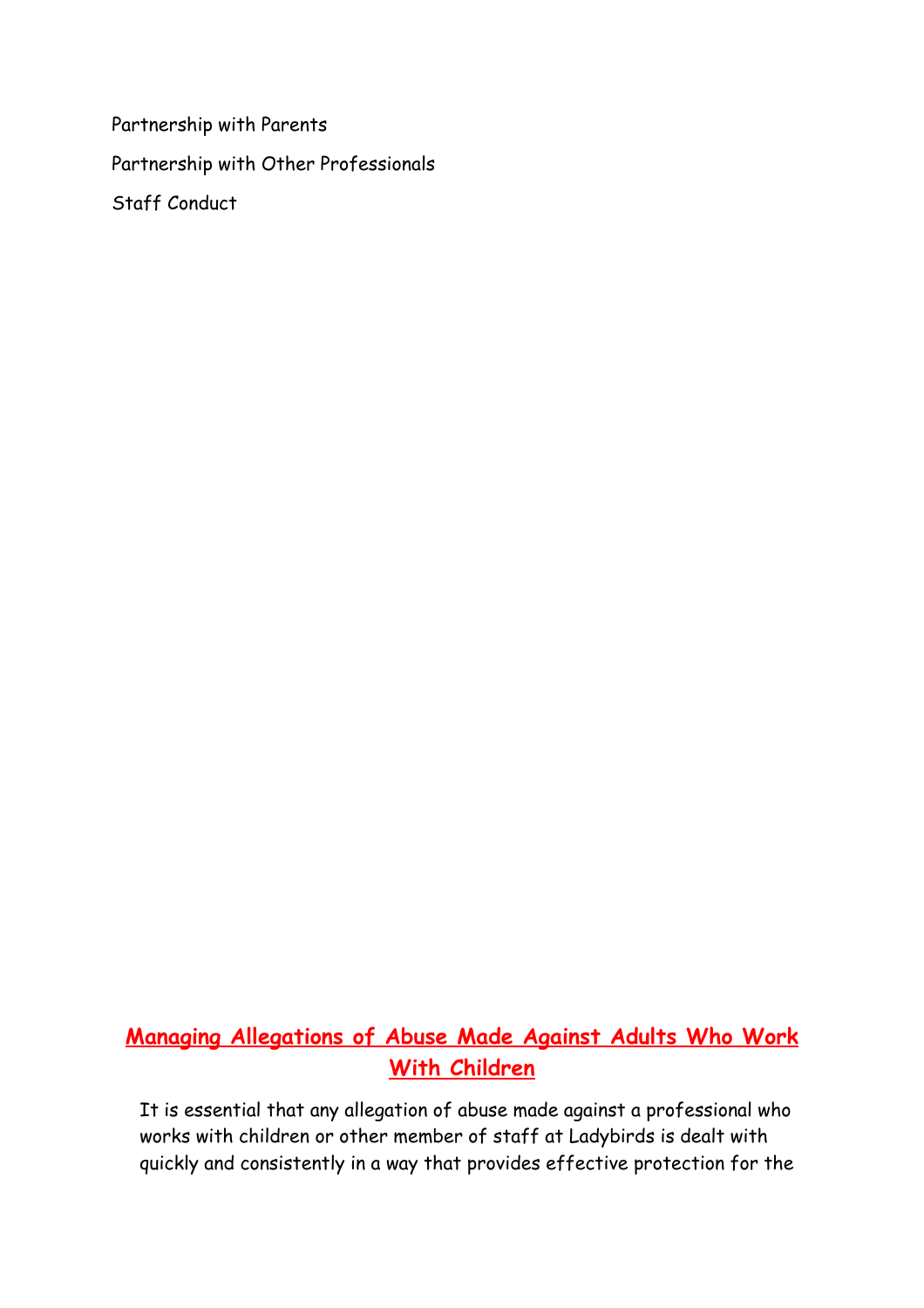Partnership with Parents

Partnership with Other Professionals

Staff Conduct

## **Managing Allegations of Abuse Made Against Adults Who Work With Children**

It is essential that any allegation of abuse made against a professional who works with children or other member of staff at Ladybirds is dealt with quickly and consistently in a way that provides effective protection for the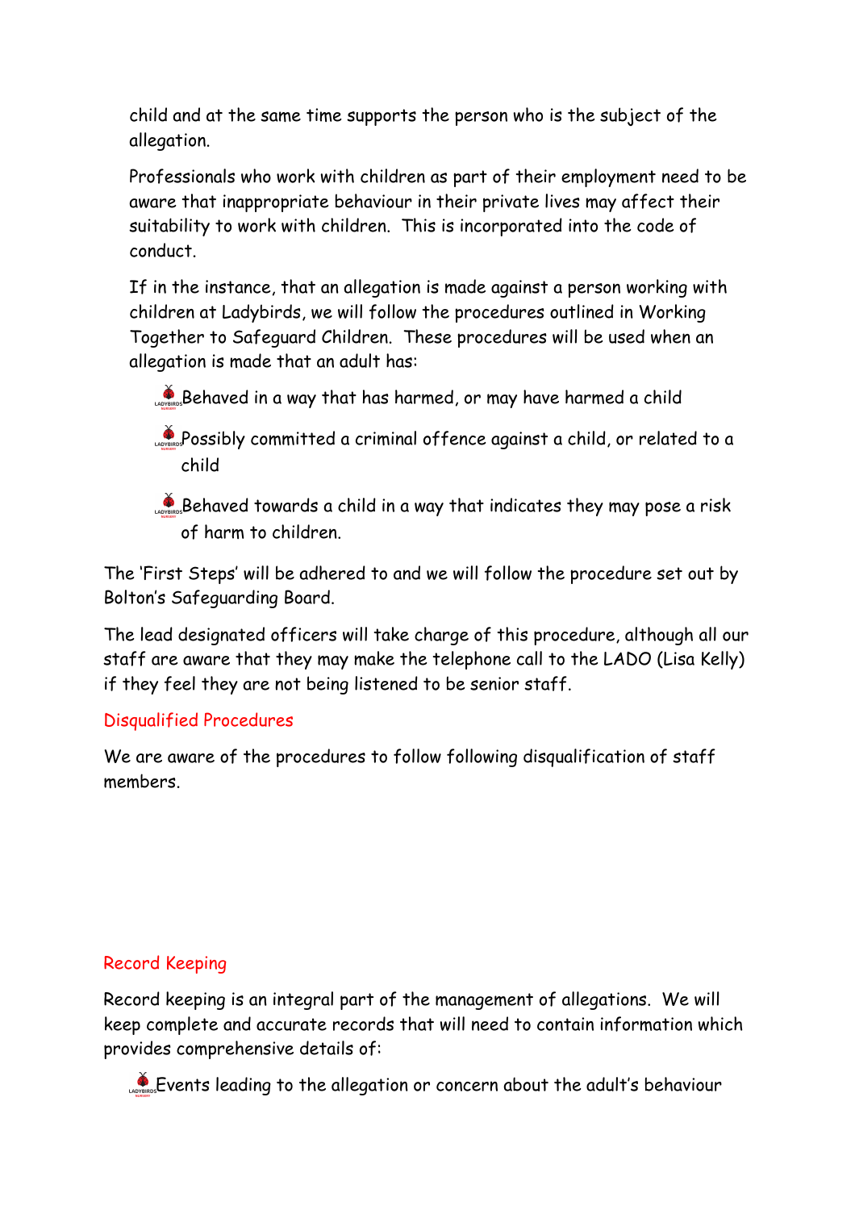child and at the same time supports the person who is the subject of the allegation.

Professionals who work with children as part of their employment need to be aware that inappropriate behaviour in their private lives may affect their suitability to work with children. This is incorporated into the code of conduct.

If in the instance, that an allegation is made against a person working with children at Ladybirds, we will follow the procedures outlined in Working Together to Safeguard Children. These procedures will be used when an allegation is made that an adult has:

- Behaved in a way that has harmed, or may have harmed a child
- Possibly committed a criminal offence against a child, or related to a child
- Behaved towards a child in a way that indicates they may pose a risk of harm to children.

The 'First Steps' will be adhered to and we will follow the procedure set out by Bolton's Safeguarding Board.

The lead designated officers will take charge of this procedure, although all our staff are aware that they may make the telephone call to the LADO (Lisa Kelly) if they feel they are not being listened to be senior staff.

## Disqualified Procedures

We are aware of the procedures to follow following disqualification of staff members.

## Record Keeping

Record keeping is an integral part of the management of allegations. We will keep complete and accurate records that will need to contain information which provides comprehensive details of:

- Events leading to the allegation or concern about the adult's behaviour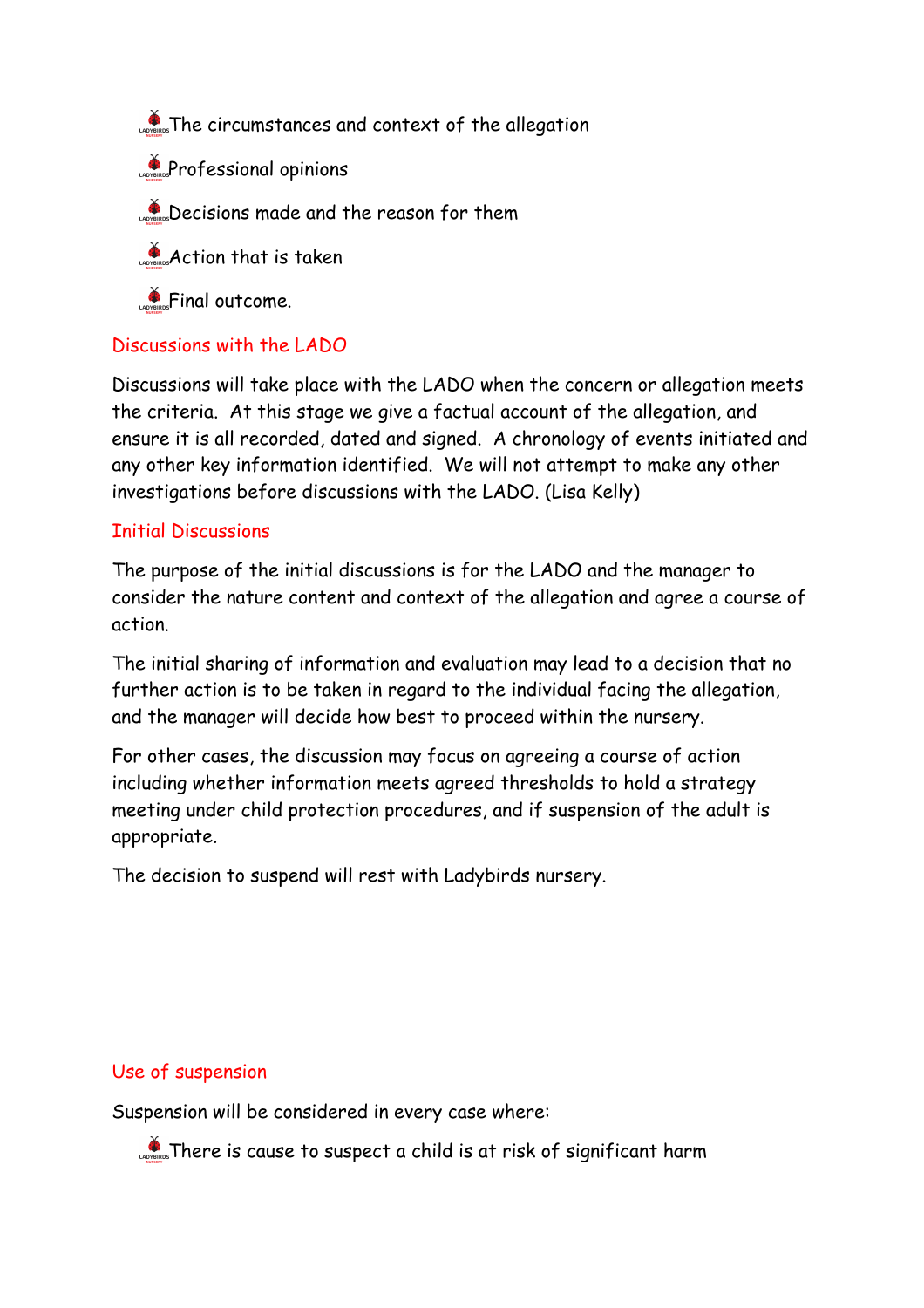- The circumstances and context of the allegation
- Professional opinions
- Decisions made and the reason for them
- Action that is taken
- Final outcome.

## Discussions with the LADO

Discussions will take place with the LADO when the concern or allegation meets the criteria. At this stage we give a factual account of the allegation, and ensure it is all recorded, dated and signed. A chronology of events initiated and any other key information identified. We will not attempt to make any other investigations before discussions with the LADO. (Lisa Kelly)

## Initial Discussions

The purpose of the initial discussions is for the LADO and the manager to consider the nature content and context of the allegation and agree a course of action.

The initial sharing of information and evaluation may lead to a decision that no further action is to be taken in regard to the individual facing the allegation, and the manager will decide how best to proceed within the nursery.

For other cases, the discussion may focus on agreeing a course of action including whether information meets agreed thresholds to hold a strategy meeting under child protection procedures, and if suspension of the adult is appropriate.

The decision to suspend will rest with Ladybirds nursery.

## Use of suspension

Suspension will be considered in every case where:

- There is cause to suspect a child is at risk of significant harm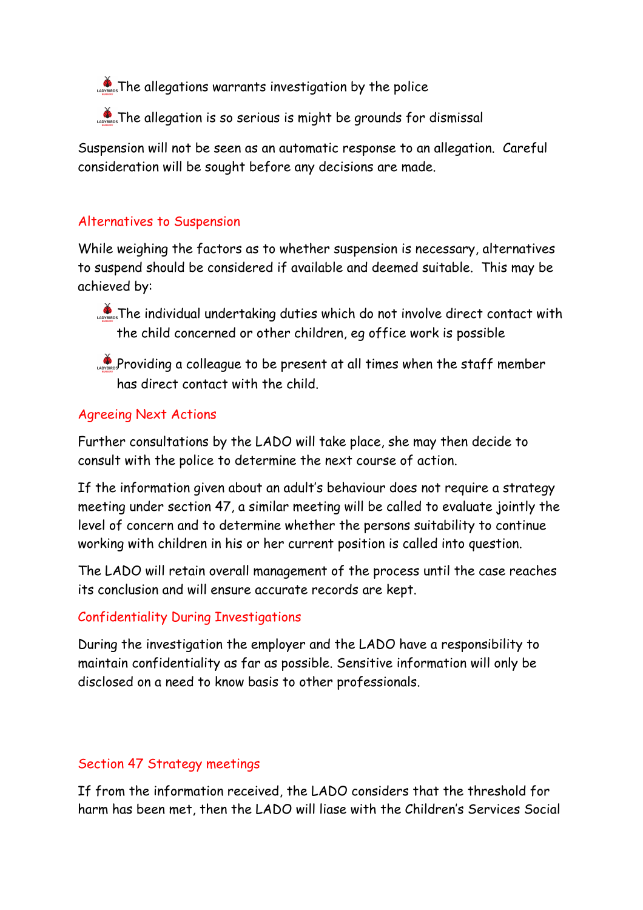- The allegations warrants investigation by the police
- The allegation is so serious is might be grounds for dismissal

Suspension will not be seen as an automatic response to an allegation. Careful consideration will be sought before any decisions are made.

## Alternatives to Suspension

While weighing the factors as to whether suspension is necessary, alternatives to suspend should be considered if available and deemed suitable. This may be achieved by:

- The individual undertaking duties which do not involve direct contact with the child concerned or other children, eg office work is possible
- Providing a colleague to be present at all times when the staff member has direct contact with the child.

## Agreeing Next Actions

Further consultations by the LADO will take place, she may then decide to consult with the police to determine the next course of action.

If the information given about an adult's behaviour does not require a strategy meeting under section 47, a similar meeting will be called to evaluate jointly the level of concern and to determine whether the persons suitability to continue working with children in his or her current position is called into question.

The LADO will retain overall management of the process until the case reaches its conclusion and will ensure accurate records are kept.

## Confidentiality During Investigations

During the investigation the employer and the LADO have a responsibility to maintain confidentiality as far as possible. Sensitive information will only be disclosed on a need to know basis to other professionals.

## Section 47 Strategy meetings

If from the information received, the LADO considers that the threshold for harm has been met, then the LADO will liase with the Children's Services Social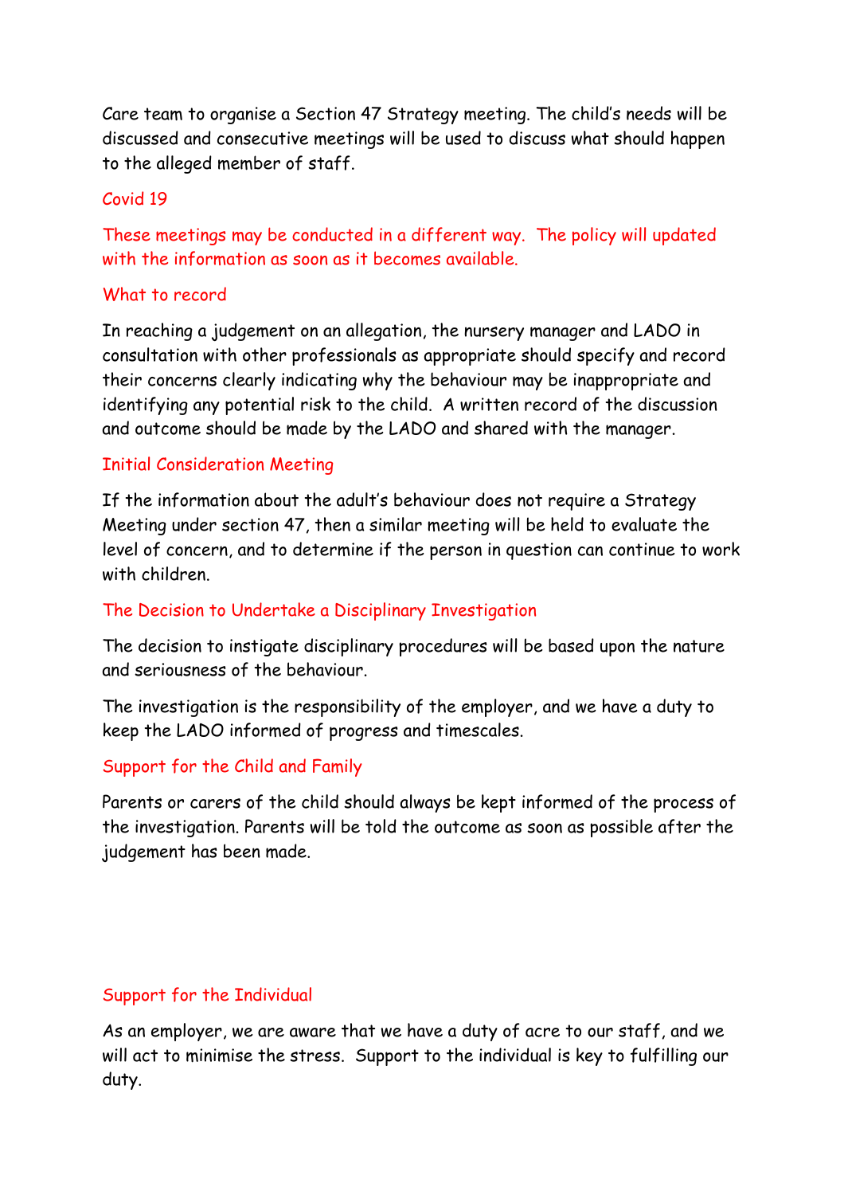Care team to organise a Section 47 Strategy meeting. The child's needs will be discussed and consecutive meetings will be used to discuss what should happen to the alleged member of staff.

## Covid 19

These meetings may be conducted in a different way. The policy will updated with the information as soon as it becomes available.

## What to record

In reaching a judgement on an allegation, the nursery manager and LADO in consultation with other professionals as appropriate should specify and record their concerns clearly indicating why the behaviour may be inappropriate and identifying any potential risk to the child. A written record of the discussion and outcome should be made by the LADO and shared with the manager.

## Initial Consideration Meeting

If the information about the adult's behaviour does not require a Strategy Meeting under section 47, then a similar meeting will be held to evaluate the level of concern, and to determine if the person in question can continue to work with children.

## The Decision to Undertake a Disciplinary Investigation

The decision to instigate disciplinary procedures will be based upon the nature and seriousness of the behaviour.

The investigation is the responsibility of the employer, and we have a duty to keep the LADO informed of progress and timescales.

## Support for the Child and Family

Parents or carers of the child should always be kept informed of the process of the investigation. Parents will be told the outcome as soon as possible after the judgement has been made.

## Support for the Individual

As an employer, we are aware that we have a duty of acre to our staff, and we will act to minimise the stress. Support to the individual is key to fulfilling our duty.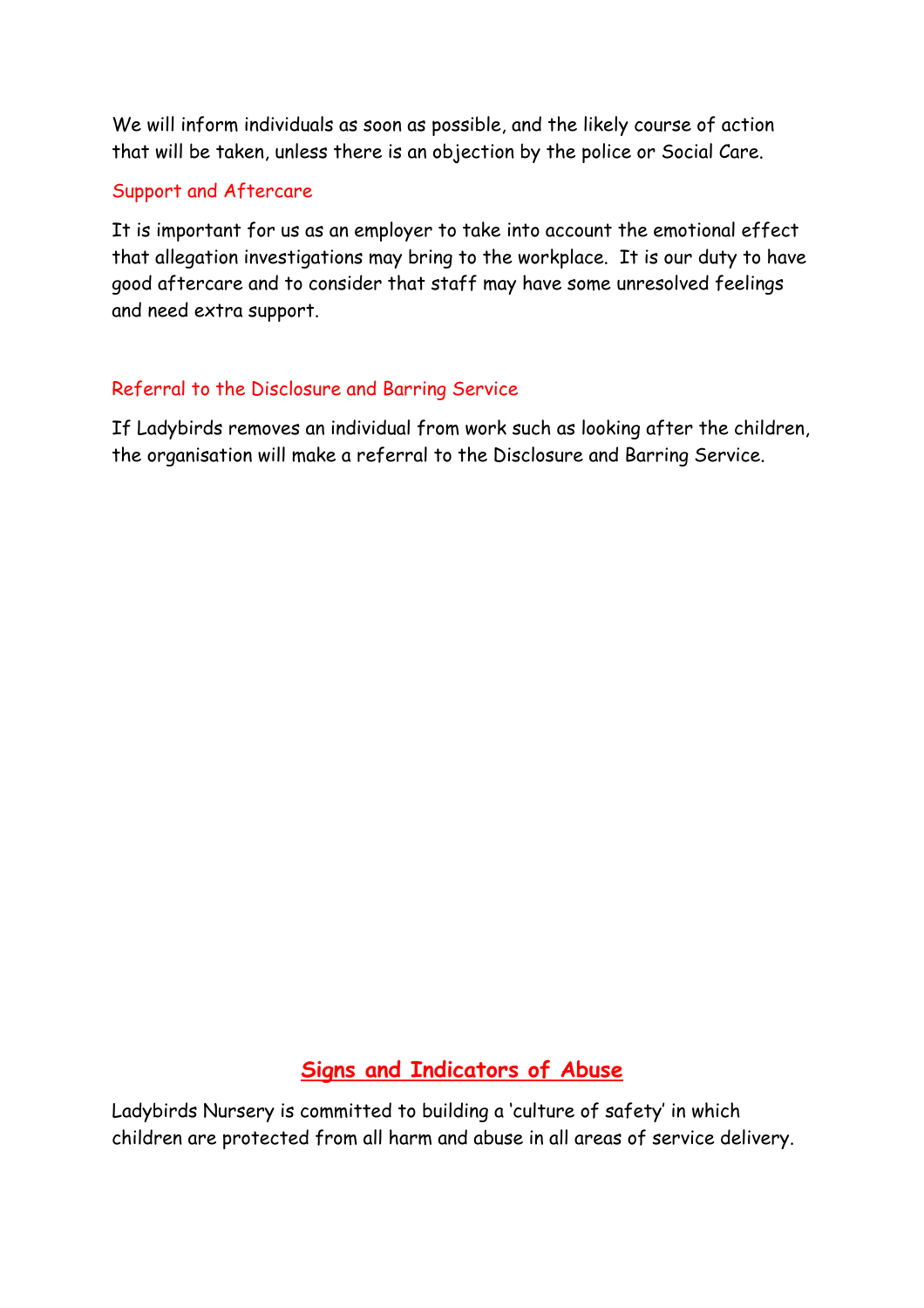We will inform individuals as soon as possible, and the likely course of action that will be taken, unless there is an objection by the police or Social Care.

### Support and Aftercare

It is important for us as an employer to take into account the emotional effect that allegation investigations may bring to the workplace. It is our duty to have good aftercare and to consider that staff may have some unresolved feelings and need extra support.

### Referral to the Disclosure and Barring Service

If Ladybirds removes an individual from work such as looking after the children, the organisation will make a referral to the Disclosure and Barring Service.

## Signs and Indicators of Abuse

Ladybirds Nursery is committed to building a 'culture of safety' in which children are protected from all harm and abuse in all areas of service delivery.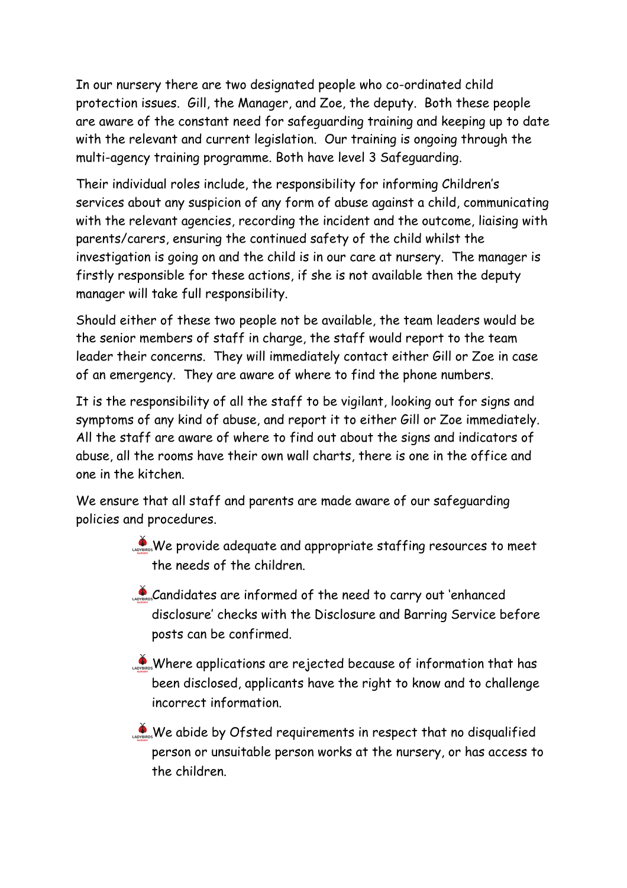In our nursery there are two designated people who co-ordinated child protection issues. Gill, the Manager, and Zoe, the deputy. Both these people are aware of the constant need for safeguarding training and keeping up to date with the relevant and current legislation. Our training is ongoing through the multi-agency training programme. Both have level 3 Safeguarding.

Their individual roles include, the responsibility for informing Children's services about any suspicion of any form of abuse against a child, communicating with the relevant agencies, recording the incident and the outcome, liaising with parents/carers, ensuring the continued safety of the child whilst the investigation is going on and the child is in our care at nursery. The manager is firstly responsible for these actions, if she is not available then the deputy manager will take full responsibility.

Should either of these two people not be available, the team leaders would be the senior members of staff in charge, the staff would report to the team leader their concerns. They will immediately contact either Gill or Zoe in case of an emergency. They are aware of where to find the phone numbers.

It is the responsibility of all the staff to be vigilant, looking out for signs and symptoms of any kind of abuse, and report it to either Gill or Zoe immediately. All the staff are aware of where to find out about the signs and indicators of abuse, all the rooms have their own wall charts, there is one in the office and one in the kitchen.

We ensure that all staff and parents are made aware of our safeguarding policies and procedures.

- We provide adequate and appropriate staffing resources to meet the needs of the children.
- Candidates are informed of the need to carry out 'enhanced disclosure' checks with the Disclosure and Barring Service before posts can be confirmed.
- Where applications are rejected because of information that has been disclosed, applicants have the right to know and to challenge incorrect information.
- We abide by Ofsted requirements in respect that no disqualified person or unsuitable person works at the nursery, or has access to the children.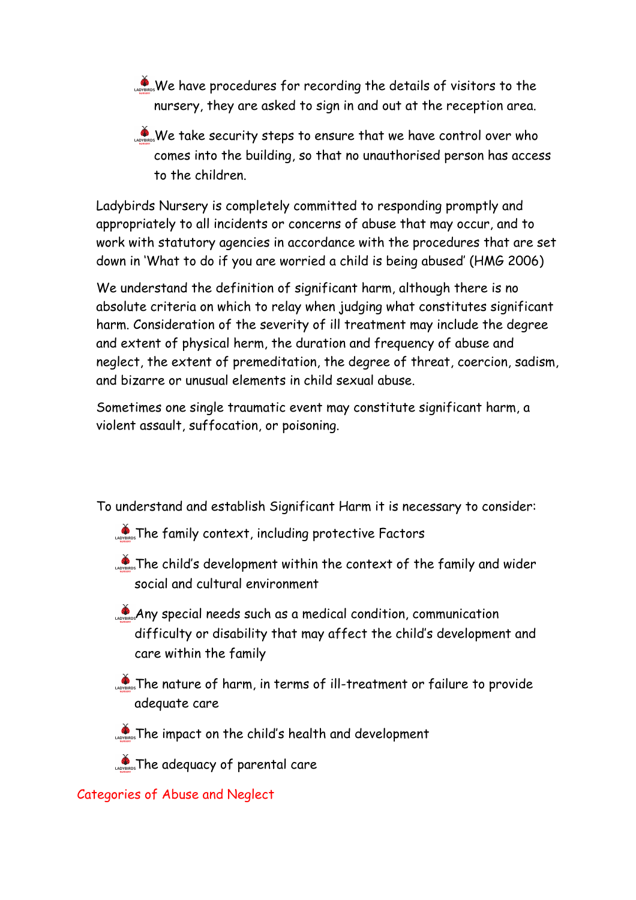- We have procedures for recording the details of visitors to the nursery, they are asked to sign in and out at the reception area.
- We take security steps to ensure that we have control over who comes into the building, so that no unauthorised person has access to the children.

Ladybirds Nursery is completely committed to responding promptly and appropriately to all incidents or concerns of abuse that may occur, and to work with statutory agencies in accordance with the procedures that are set down in 'What to do if you are worried a child is being abused' (HMG 2006)

We understand the definition of significant harm, although there is no absolute criteria on which to relay when judging what constitutes significant harm. Consideration of the severity of ill treatment may include the degree and extent of physical herm, the duration and frequency of abuse and neglect, the extent of premeditation, the degree of threat, coercion, sadism, and bizarre or unusual elements in child sexual abuse.

Sometimes one single traumatic event may constitute significant harm, a violent assault, suffocation, or poisoning.

To understand and establish Significant Harm it is necessary to consider:

- The family context, including protective Factors
- The child's development within the context of the family and wider social and cultural environment
- Any special needs such as a medical condition, communication difficulty or disability that may affect the child's development and care within the family
- The nature of harm, in terms of ill-treatment or failure to provide adequate care
- The impact on the child's health and development
- The adequacy of parental care

## Categories of Abuse and Neglect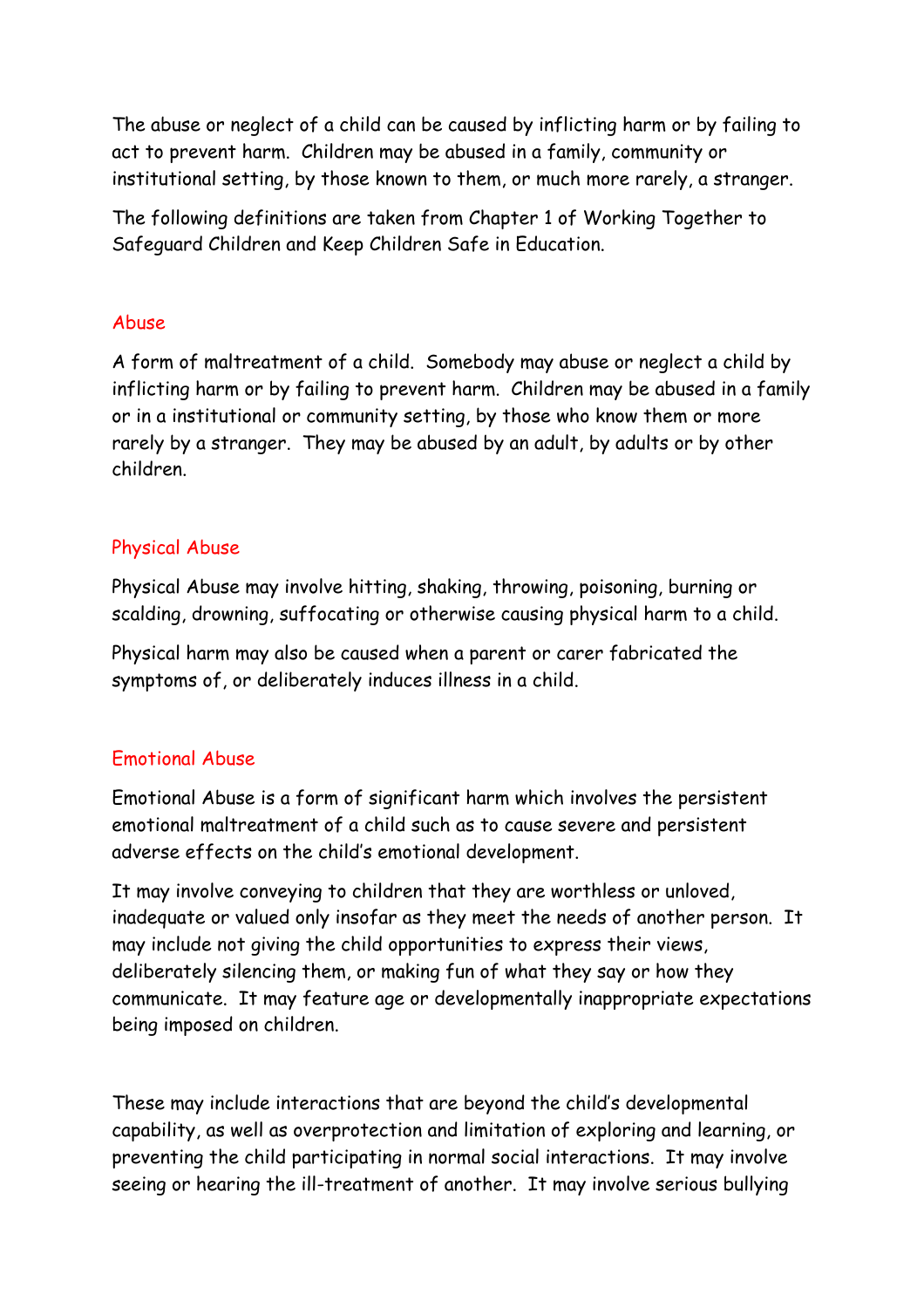The abuse or neglect of a child can be caused by inflicting harm or by failing to act to prevent harm. Children may be abused in a family, community or institutional setting, by those known to them, or much more rarely, a stranger.

The following definitions are taken from Chapter 1 of Working Together to Safeguard Children and Keep Children Safe in Education.

## Abuse

A form of maltreatment of a child. Somebody may abuse or neglect a child by inflicting harm or by failing to prevent harm. Children may be abused in a family or in a institutional or community setting, by those who know them or more rarely by a stranger. They may be abused by an adult, by adults or by other children.

## Physical Abuse

Physical Abuse may involve hitting, shaking, throwing, poisoning, burning or scalding, drowning, suffocating or otherwise causing physical harm to a child.

Physical harm may also be caused when a parent or carer fabricated the symptoms of, or deliberately induces illness in a child.

## Emotional Abuse

Emotional Abuse is a form of significant harm which involves the persistent emotional maltreatment of a child such as to cause severe and persistent adverse effects on the child's emotional development.

It may involve conveying to children that they are worthless or unloved, inadequate or valued only insofar as they meet the needs of another person. It may include not giving the child opportunities to express their views, deliberately silencing them, or making fun of what they say or how they communicate. It may feature age or developmentally inappropriate expectations being imposed on children.

These may include interactions that are beyond the child's developmental capability, as well as overprotection and limitation of exploring and learning, or preventing the child participating in normal social interactions. It may involve seeing or hearing the ill-treatment of another. It may involve serious bullying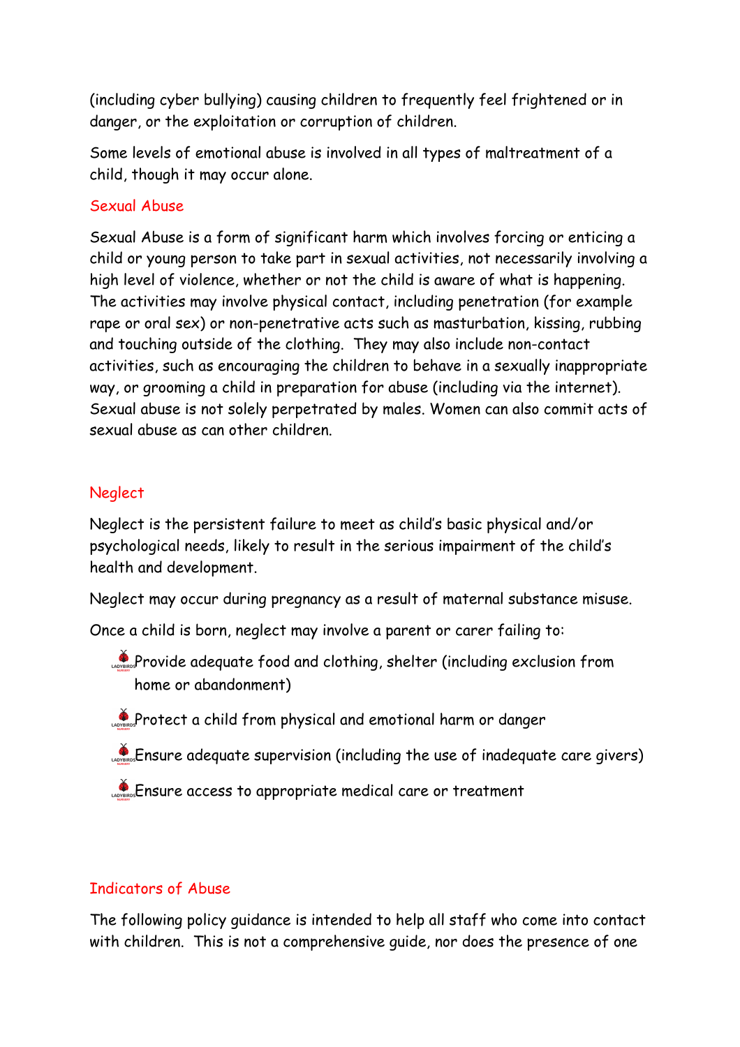(including cyber bullying) causing children to frequently feel frightened or in danger, or the exploitation or corruption of children.

Some levels of emotional abuse is involved in all types of maltreatment of a child, though it may occur alone.

## Sexual Abuse

Sexual Abuse is a form of significant harm which involves forcing or enticing a child or young person to take part in sexual activities, not necessarily involving a high level of violence, whether or not the child is aware of what is happening. The activities may involve physical contact, including penetration (for example rape or oral sex) or non-penetrative acts such as masturbation, kissing, rubbing and touching outside of the clothing. They may also include non-contact activities, such as encouraging the children to behave in a sexually inappropriate way, or grooming a child in preparation for abuse (including via the internet). Sexual abuse is not solely perpetrated by males. Women can also commit acts of sexual abuse as can other children.

## Neglect

Neglect is the persistent failure to meet as child's basic physical and/or psychological needs, likely to result in the serious impairment of the child's health and development.

Neglect may occur during pregnancy as a result of maternal substance misuse.

Once a child is born, neglect may involve a parent or carer failing to:

- Provide adequate food and clothing, shelter (including exclusion from home or abandonment)
- Protect a child from physical and emotional harm or danger
- Ensure adequate supervision (including the use of inadequate care givers)
- Ensure access to appropriate medical care or treatment

## Indicators of Abuse

The following policy guidance is intended to help all staff who come into contact with children. This is not a comprehensive guide, nor does the presence of one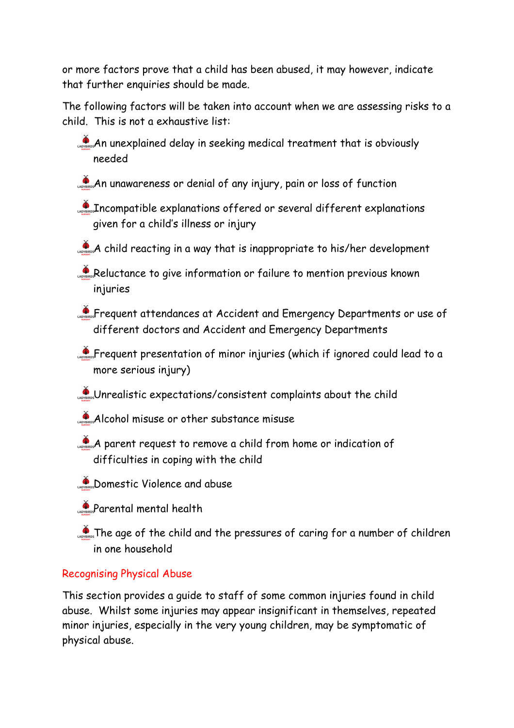or more factors prove that a child has been abused, it may however, indicate that further enquiries should be made.

The following factors will be taken into account when we are assessing risks to a child. This is not a exhaustive list:

- An unexplained delay in seeking medical treatment that is obviously needed
- An unawareness or denial of any injury, pain or loss of function
- Incompatible explanations offered or several different explanations given for a child's illness or injury
- A child reacting in a way that is inappropriate to his/her development
- Reluctance to give information or failure to mention previous known injuries
- Frequent attendances at Accident and Emergency Departments or use of different doctors and Accident and Emergency Departments
- Frequent presentation of minor injuries (which if ignored could lead to a more serious injury)
- Unrealistic expectations/consistent complaints about the child
- Alcohol misuse or other substance misuse
- A parent request to remove a child from home or indication of difficulties in coping with the child
- Domestic Violence and abuse
- Parental mental health
- The age of the child and the pressures of caring for a number of children in one household

## Recognising Physical Abuse

This section provides a guide to staff of some common injuries found in child abuse. Whilst some injuries may appear insignificant in themselves, repeated minor injuries, especially in the very young children, may be symptomatic of physical abuse.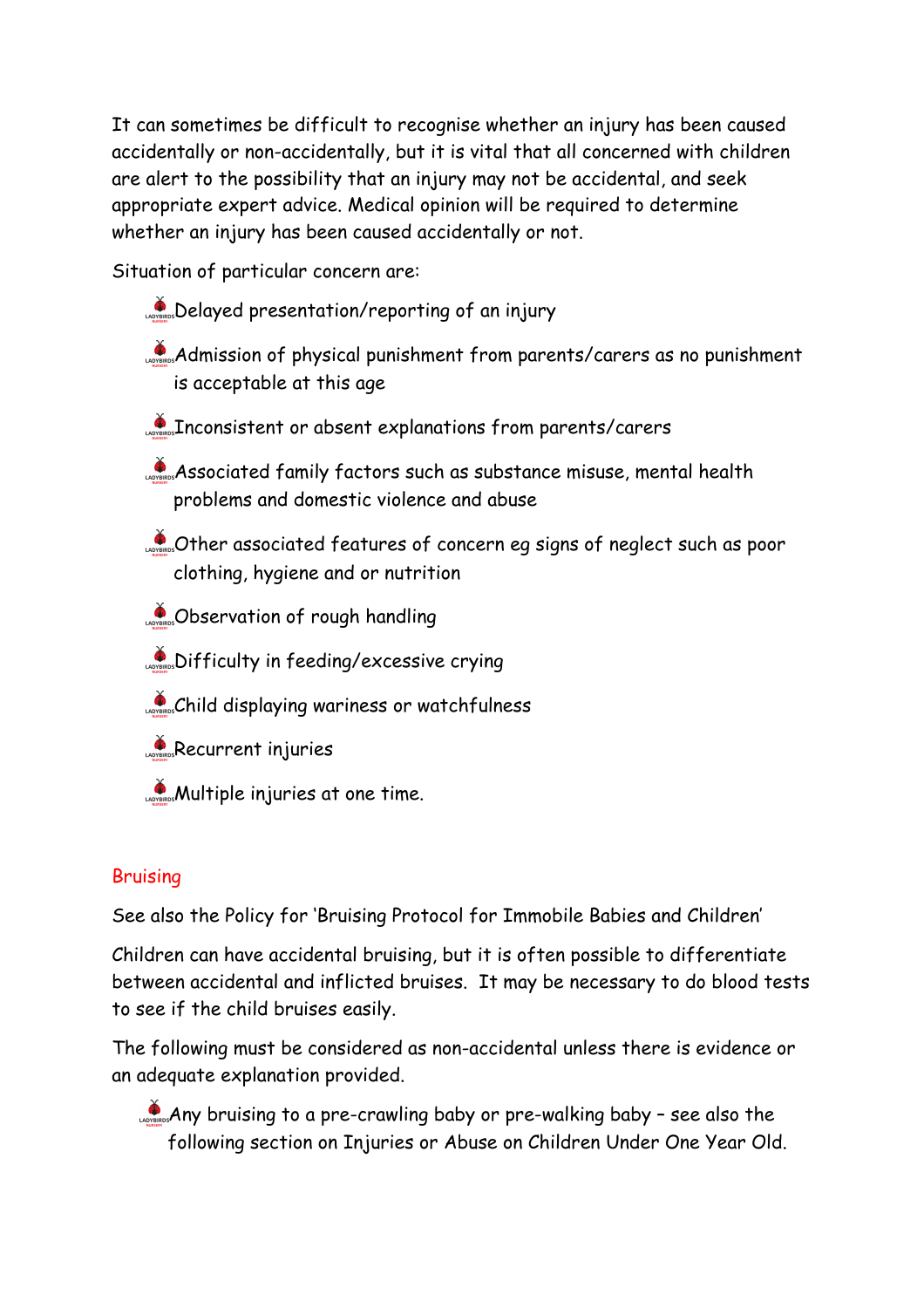It can sometimes be difficult to recognise whether an injury has been caused accidentally or non-accidentally, but it is vital that all concerned with children are alert to the possibility that an injury may not be accidental, and seek appropriate expert advice. Medical opinion will be required to determine whether an injury has been caused accidentally or not.

Situation of particular concern are:

- Delayed presentation/reporting of an injury
- Admission of physical punishment from parents/carers as no punishment is acceptable at this age
- Inconsistent or absent explanations from parents/carers
- Associated family factors such as substance misuse, mental health problems and domestic violence and abuse
- Other associated features of concern eg signs of neglect such as poor clothing, hygiene and or nutrition
- Observation of rough handling
- Difficulty in feeding/excessive crying
- Child displaying wariness or watchfulness
- Recurrent injuries
- Multiple injuries at one time.

## Bruising

See also the Policy for 'Bruising Protocol for Immobile Babies and Children'

Children can have accidental bruising, but it is often possible to differentiate between accidental and inflicted bruises. It may be necessary to do blood tests to see if the child bruises easily.

The following must be considered as non-accidental unless there is evidence or an adequate explanation provided.

- Any bruising to a pre-crawling baby or pre-walking baby – see also the following section on Injuries or Abuse on Children Under One Year Old.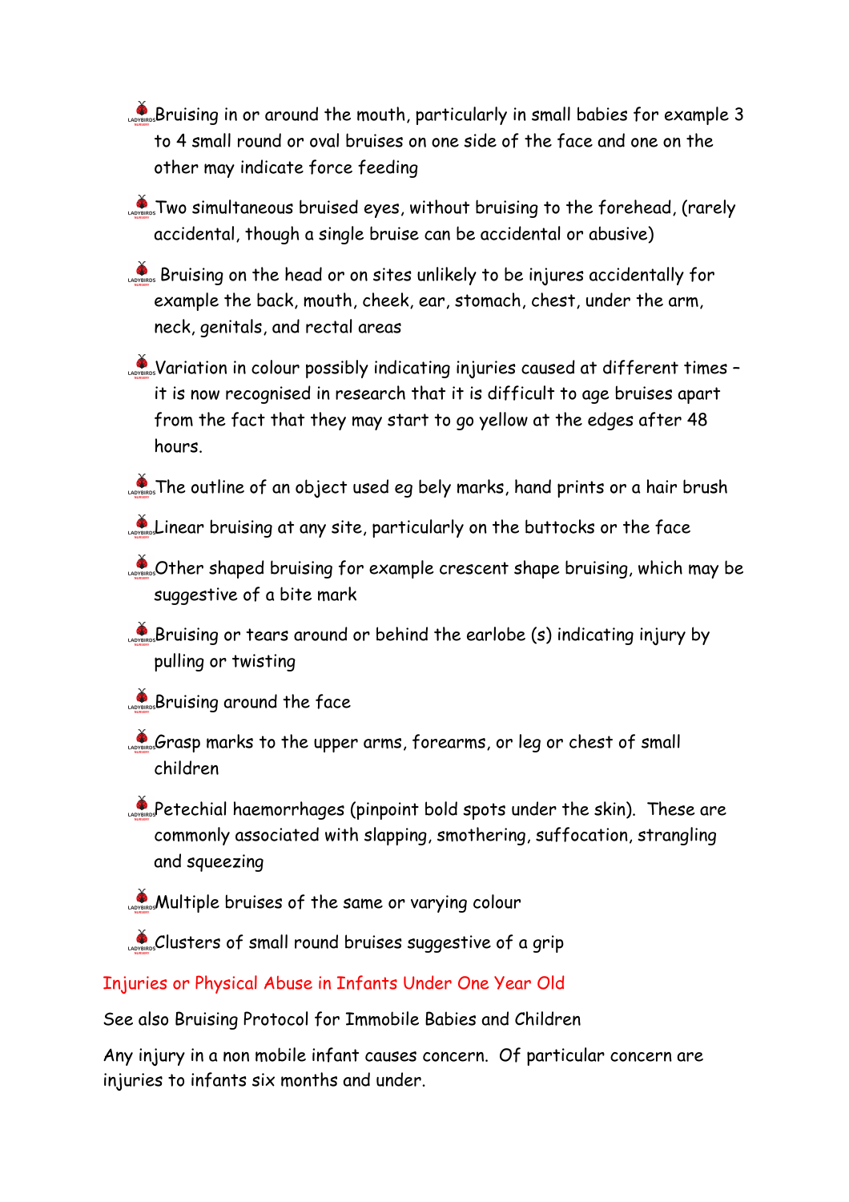- Bruising in or around the mouth, particularly in small babies for example 3 to 4 small round or oval bruises on one side of the face and one on the other may indicate force feeding
- Two simultaneous bruised eyes, without bruising to the forehead, (rarely accidental, though a single bruise can be accidental or abusive)
- Bruising on the head or on sites unlikely to be injures accidentally for example the back, mouth, cheek, ear, stomach, chest, under the arm, neck, genitals, and rectal areas
- Variation in colour possibly indicating injuries caused at different times – it is now recognised in research that it is difficult to age bruises apart from the fact that they may start to go yellow at the edges after 48 hours.
- The outline of an object used eg bely marks, hand prints or a hair brush
- Linear bruising at any site, particularly on the buttocks or the face
- Other shaped bruising for example crescent shape bruising, which may be suggestive of a bite mark
- Bruising or tears around or behind the earlobe (s) indicating injury by pulling or twisting
- Bruising around the face
- Grasp marks to the upper arms, forearms, or leg or chest of small children
- Petechial haemorrhages (pinpoint bold spots under the skin). These are commonly associated with slapping, smothering, suffocation, strangling and squeezing
- Multiple bruises of the same or varying colour
- Clusters of small round bruises suggestive of a grip

## Injuries or Physical Abuse in Infants Under One Year Old

See also Bruising Protocol for Immobile Babies and Children

Any injury in a non mobile infant causes concern. Of particular concern are injuries to infants six months and under.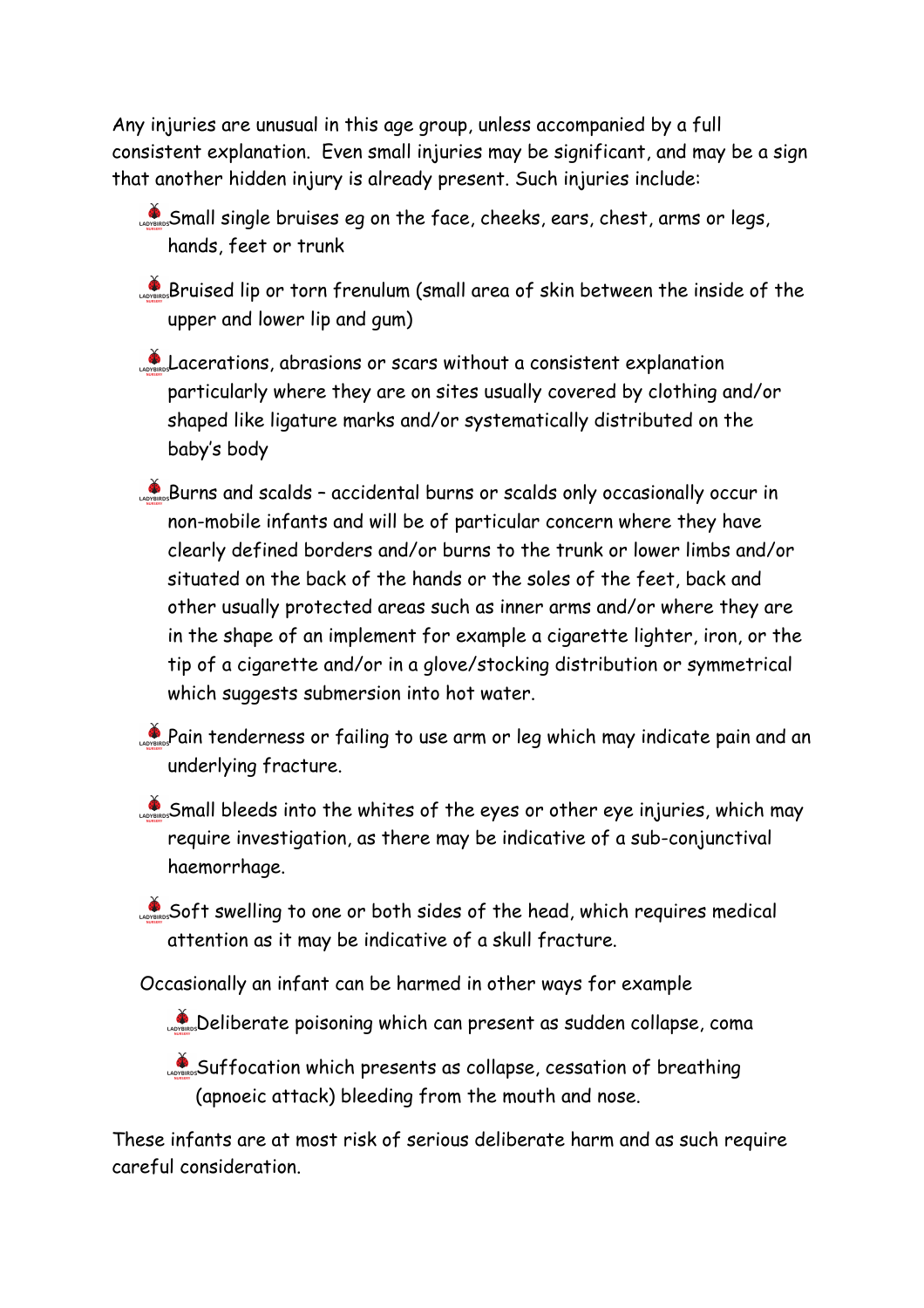Any injuries are unusual in this age group, unless accompanied by a full consistent explanation. Even small injuries may be significant, and may be a sign that another hidden injury is already present. Such injuries include:

- Small single bruises eg on the face, cheeks, ears, chest, arms or legs, hands, feet or trunk
- Bruised lip or torn frenulum (small area of skin between the inside of the upper and lower lip and gum)
- Lacerations, abrasions or scars without a consistent explanation particularly where they are on sites usually covered by clothing and/or shaped like ligature marks and/or systematically distributed on the baby's body
- Burns and scalds – accidental burns or scalds only occasionally occur in non-mobile infants and will be of particular concern where they have clearly defined borders and/or burns to the trunk or lower limbs and/or situated on the back of the hands or the soles of the feet, back and other usually protected areas such as inner arms and/or where they are in the shape of an implement for example a cigarette lighter, iron, or the tip of a cigarette and/or in a glove/stocking distribution or symmetrical which suggests submersion into hot water.
- Pain tenderness or failing to use arm or leg which may indicate pain and an underlying fracture.
- Small bleeds into the whites of the eyes or other eye injuries, which may require investigation, as there may be indicative of a sub-conjunctival haemorrhage.
- Soft swelling to one or both sides of the head, which requires medical attention as it may be indicative of a skull fracture.

Occasionally an infant can be harmed in other ways for example

- Deliberate poisoning which can present as sudden collapse, coma
- Suffocation which presents as collapse, cessation of breathing (apnoeic attack) bleeding from the mouth and nose.

These infants are at most risk of serious deliberate harm and as such require careful consideration.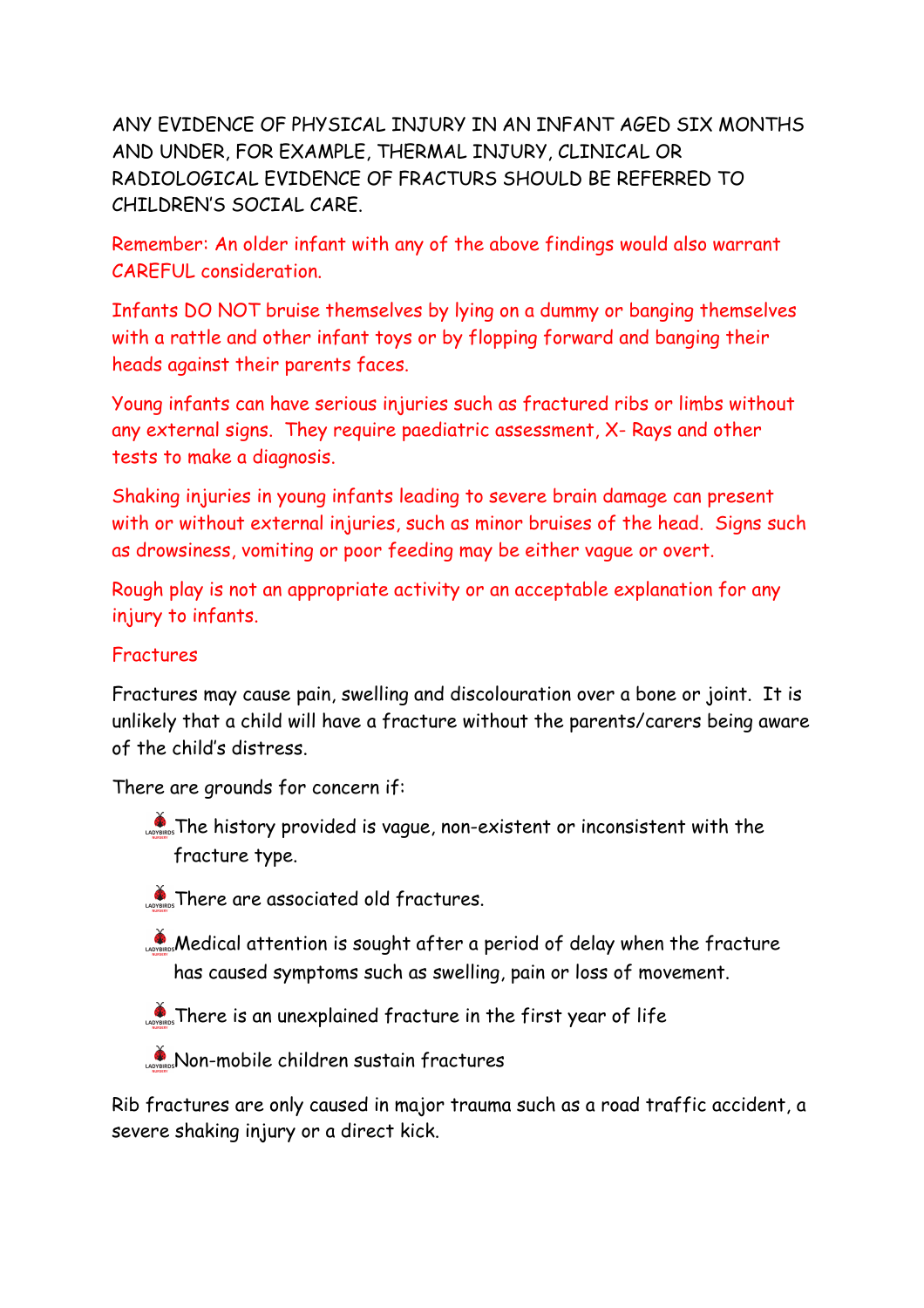ANY EVIDENCE OF PHYSICAL INJURY IN AN INFANT AGED SIX MONTHS AND UNDER, FOR EXAMPLE, THERMAL INJURY, CLINICAL OR RADIOLOGICAL EVIDENCE OF FRACTURS SHOULD BE REFERRED TO CHILDREN'S SOCIAL CARE.

Remember: An older infant with any of the above findings would also warrant CAREFUL consideration.

Infants DO NOT bruise themselves by lying on a dummy or banging themselves with a rattle and other infant toys or by flopping forward and banging their heads against their parents faces.

Young infants can have serious injuries such as fractured ribs or limbs without any external signs. They require paediatric assessment, X- Rays and other tests to make a diagnosis.

Shaking injuries in young infants leading to severe brain damage can present with or without external injuries, such as minor bruises of the head. Signs such as drowsiness, vomiting or poor feeding may be either vague or overt.

Rough play is not an appropriate activity or an acceptable explanation for any injury to infants.

Fractures

Fractures may cause pain, swelling and discolouration over a bone or joint. It is unlikely that a child will have a fracture without the parents/carers being aware of the child's distress.

There are grounds for concern if:

- The history provided is vague, non-existent or inconsistent with the fracture type.
- There are associated old fractures.
- Medical attention is sought after a period of delay when the fracture has caused symptoms such as swelling, pain or loss of movement.
- There is an unexplained fracture in the first year of life
- Non-mobile children sustain fractures

Rib fractures are only caused in major trauma such as a road traffic accident, a severe shaking injury or a direct kick.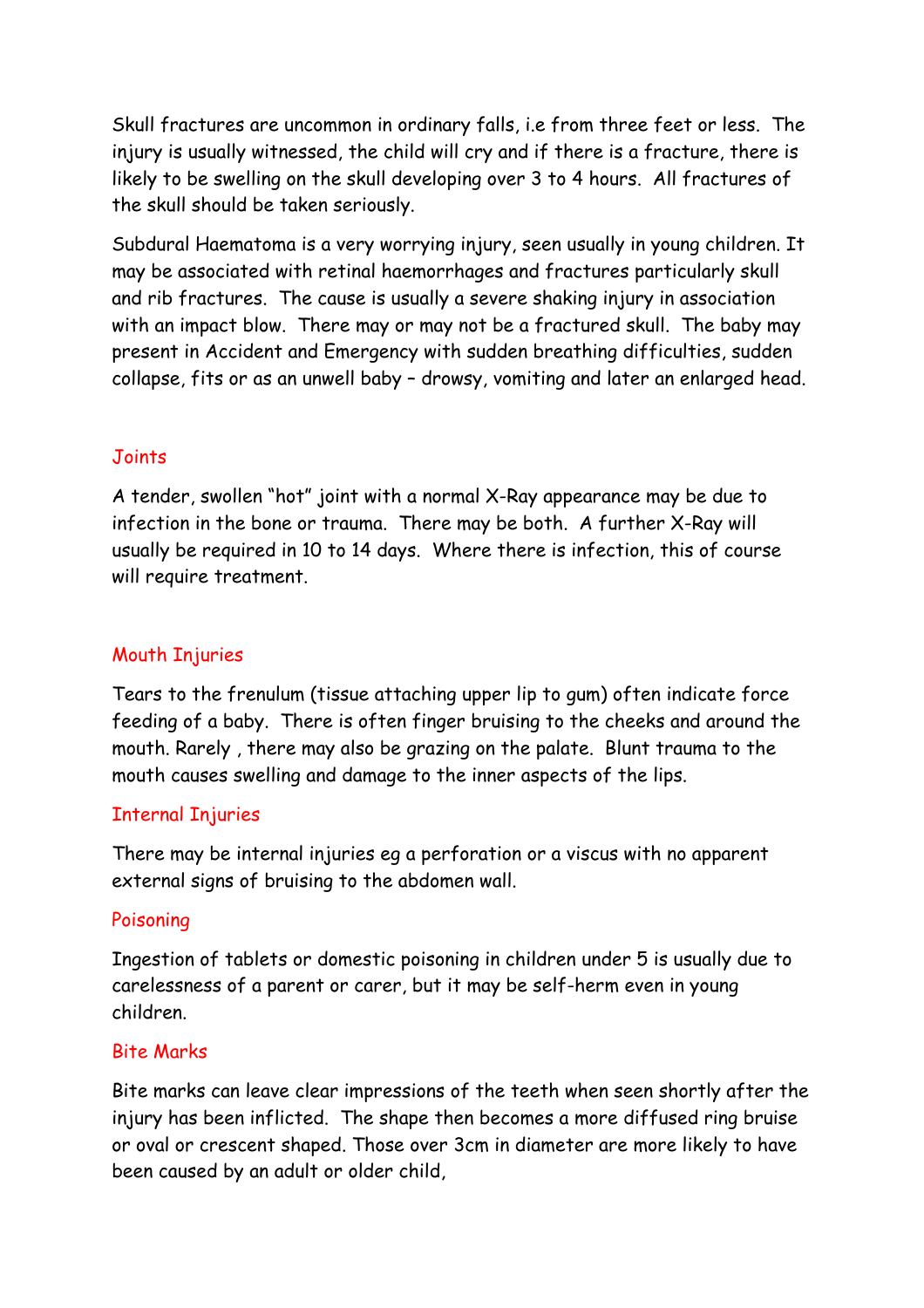Skull fractures are uncommon in ordinary falls, i.e from three feet or less. The injury is usually witnessed, the child will cry and if there is a fracture, there is likely to be swelling on the skull developing over 3 to 4 hours. All fractures of the skull should be taken seriously.

Subdural Haematoma is a very worrying injury, seen usually in young children. It may be associated with retinal haemorrhages and fractures particularly skull and rib fractures. The cause is usually a severe shaking injury in association with an impact blow. There may or may not be a fractured skull. The baby may present in Accident and Emergency with sudden breathing difficulties, sudden collapse, fits or as an unwell baby – drowsy, vomiting and later an enlarged head.

### Joints

A tender, swollen "hot" joint with a normal X-Ray appearance may be due to infection in the bone or trauma. There may be both. A further X-Ray will usually be required in 10 to 14 days. Where there is infection, this of course will require treatment.

### Mouth Injuries

Tears to the frenulum (tissue attaching upper lip to gum) often indicate force feeding of a baby. There is often finger bruising to the cheeks and around the mouth. Rarely , there may also be grazing on the palate. Blunt trauma to the mouth causes swelling and damage to the inner aspects of the lips.

### Internal Injuries

There may be internal injuries eg a perforation or a viscus with no apparent external signs of bruising to the abdomen wall.

### Poisoning

Ingestion of tablets or domestic poisoning in children under 5 is usually due to carelessness of a parent or carer, but it may be self-herm even in young children.

### Bite Marks

Bite marks can leave clear impressions of the teeth when seen shortly after the injury has been inflicted. The shape then becomes a more diffused ring bruise or oval or crescent shaped. Those over 3cm in diameter are more likely to have been caused by an adult or older child,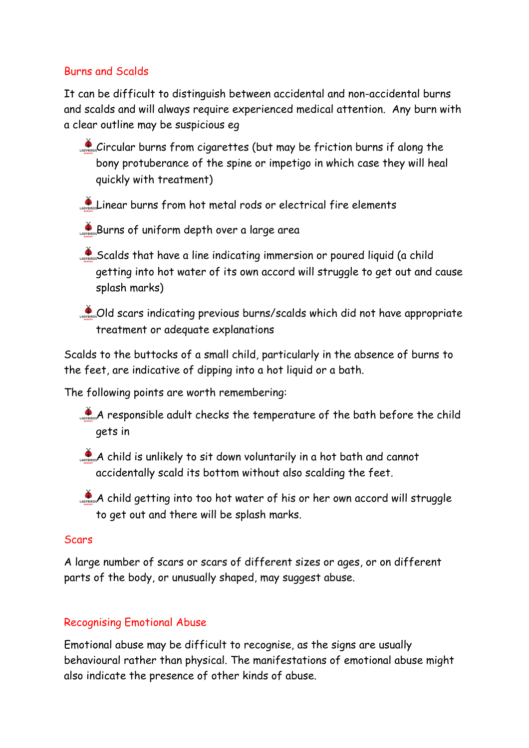## Burns and Scalds

It can be difficult to distinguish between accidental and non-accidental burns and scalds and will always require experienced medical attention. Any burn with a clear outline may be suspicious eg

- Circular burns from cigarettes (but may be friction burns if along the bony protuberance of the spine or impetigo in which case they will heal quickly with treatment)
- Linear burns from hot metal rods or electrical fire elements
- Burns of uniform depth over a large area
- Scalds that have a line indicating immersion or poured liquid (a child getting into hot water of its own accord will struggle to get out and cause splash marks)
- Old scars indicating previous burns/scalds which did not have appropriate treatment or adequate explanations

Scalds to the buttocks of a small child, particularly in the absence of burns to the feet, are indicative of dipping into a hot liquid or a bath.

The following points are worth remembering:

- A responsible adult checks the temperature of the bath before the child gets in
- A child is unlikely to sit down voluntarily in a hot bath and cannot accidentally scald its bottom without also scalding the feet.
- A child getting into too hot water of his or her own accord will struggle to get out and there will be splash marks.

## Scars

A large number of scars or scars of different sizes or ages, or on different parts of the body, or unusually shaped, may suggest abuse.

## Recognising Emotional Abuse

Emotional abuse may be difficult to recognise, as the signs are usually behavioural rather than physical. The manifestations of emotional abuse might also indicate the presence of other kinds of abuse.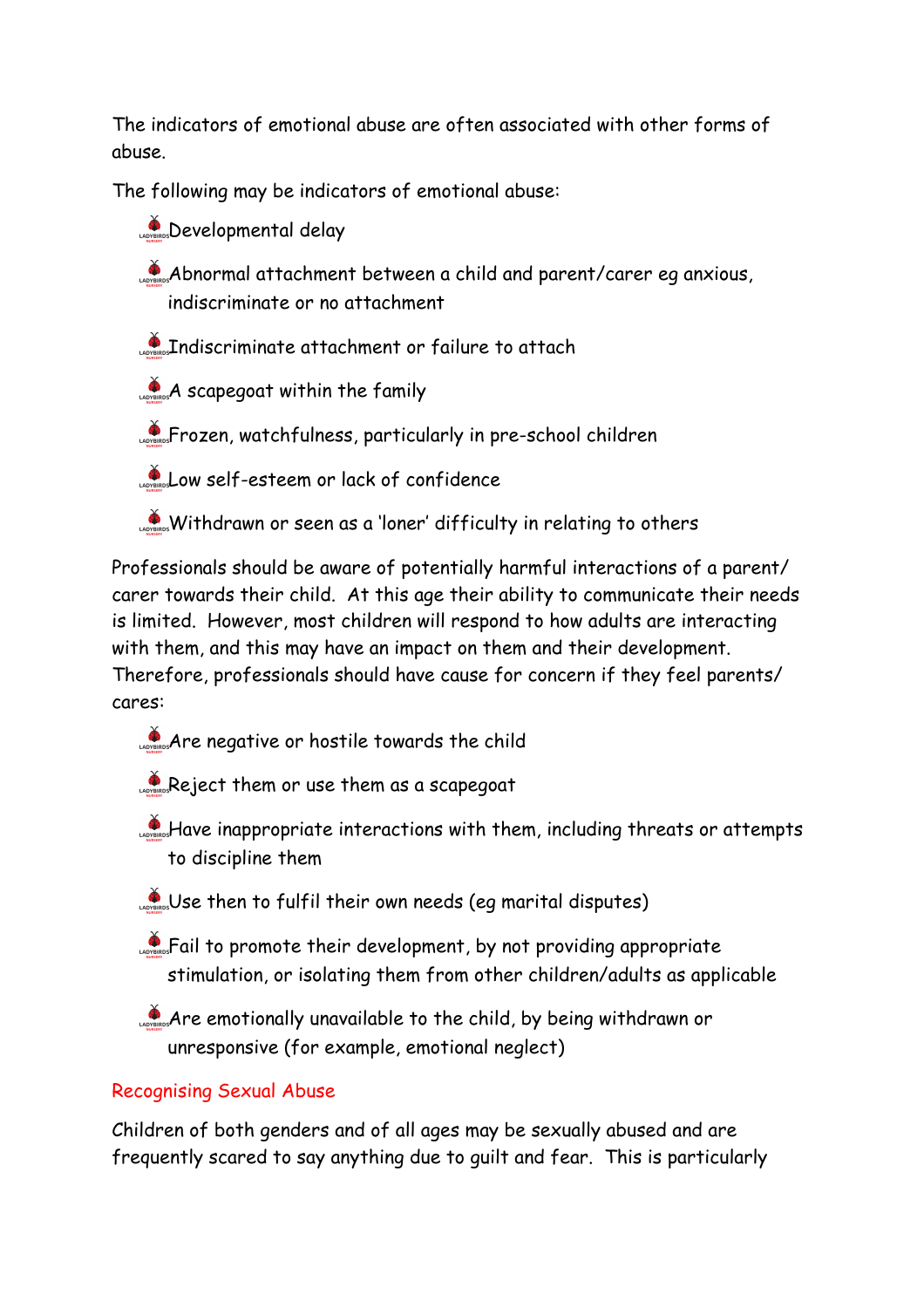The indicators of emotional abuse are often associated with other forms of abuse.

The following may be indicators of emotional abuse:

- Developmental delay
- Abnormal attachment between a child and parent/carer eg anxious, indiscriminate or no attachment
- Indiscriminate attachment or failure to attach
- A scapegoat within the family
- Frozen, watchfulness, particularly in pre-school children
- Low self-esteem or lack of confidence
- Withdrawn or seen as a 'loner' difficulty in relating to others

Professionals should be aware of potentially harmful interactions of a parent/carer towards their child. At this age their ability to communicate their needs is limited. However, most children will respond to how adults are interacting with them, and this may have an impact on them and their development. Therefore, professionals should have cause for concern if they feel parents/cares:

- Are negative or hostile towards the child
- Reject them or use them as a scapegoat
- Have inappropriate interactions with them, including threats or attempts to discipline them
- Use then to fulfil their own needs (eg marital disputes)
- Fail to promote their development, by not providing appropriate stimulation, or isolating them from other children/adults as applicable
- Are emotionally unavailable to the child, by being withdrawn or unresponsive (for example, emotional neglect)

## Recognising Sexual Abuse

Children of both genders and of all ages may be sexually abused and are frequently scared to say anything due to guilt and fear. This is particularly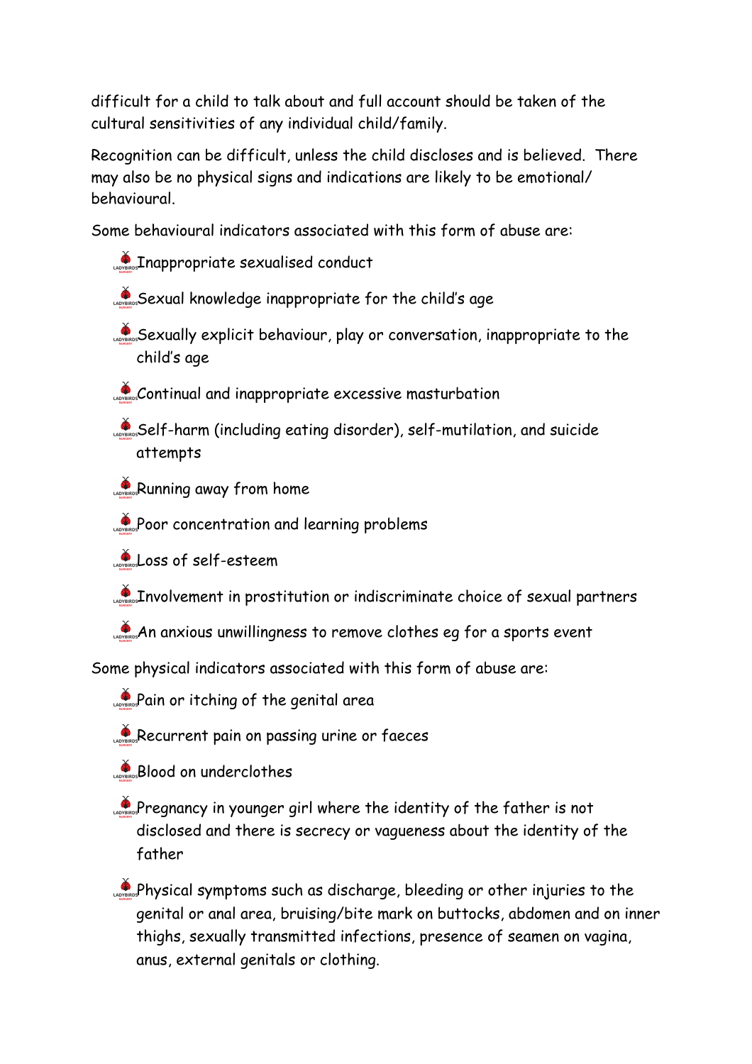difficult for a child to talk about and full account should be taken of the cultural sensitivities of any individual child/family.

Recognition can be difficult, unless the child discloses and is believed. There may also be no physical signs and indications are likely to be emotional/ behavioural.

Some behavioural indicators associated with this form of abuse are:

- Inappropriate sexualised conduct
- Sexual knowledge inappropriate for the child's age
- Sexually explicit behaviour, play or conversation, inappropriate to the child's age
- Continual and inappropriate excessive masturbation
- Self-harm (including eating disorder), self-mutilation, and suicide attempts
- Running away from home
- Poor concentration and learning problems
- Loss of self-esteem
- Involvement in prostitution or indiscriminate choice of sexual partners
- An anxious unwillingness to remove clothes eg for a sports event

Some physical indicators associated with this form of abuse are:

- Pain or itching of the genital area
- Recurrent pain on passing urine or faeces
- Blood on underclothes
- Pregnancy in younger girl where the identity of the father is not disclosed and there is secrecy or vagueness about the identity of the father
- Physical symptoms such as discharge, bleeding or other injuries to the genital or anal area, bruising/bite mark on buttocks, abdomen and on inner thighs, sexually transmitted infections, presence of seamen on vagina, anus, external genitals or clothing.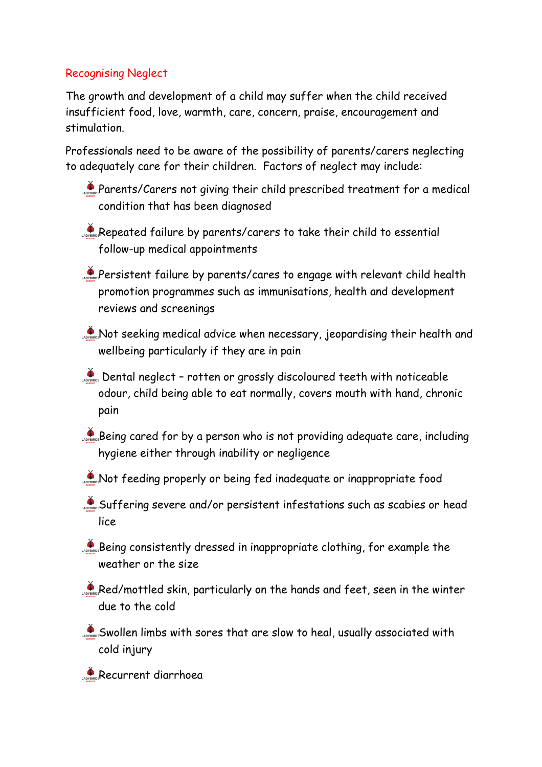## Recognising Neglect

The growth and development of a child may suffer when the child received insufficient food, love, warmth, care, concern, praise, encouragement and stimulation.

Professionals need to be aware of the possibility of parents/carers neglecting to adequately care for their children. Factors of neglect may include:

- Parents/Carers not giving their child prescribed treatment for a medical condition that has been diagnosed
- Repeated failure by parents/carers to take their child to essential follow-up medical appointments
- Persistent failure by parents/cares to engage with relevant child health promotion programmes such as immunisations, health and development reviews and screenings
- Not seeking medical advice when necessary, jeopardising their health and wellbeing particularly if they are in pain
- Dental neglect – rotten or grossly discoloured teeth with noticeable odour, child being able to eat normally, covers mouth with hand, chronic pain
- Being cared for by a person who is not providing adequate care, including hygiene either through inability or negligence
- Not feeding properly or being fed inadequate or inappropriate food
- Suffering severe and/or persistent infestations such as scabies or head lice
- Being consistently dressed in inappropriate clothing, for example the weather or the size
- Red/mottled skin, particularly on the hands and feet, seen in the winter due to the cold
- Swollen limbs with sores that are slow to heal, usually associated with cold injury
- Recurrent diarrhoea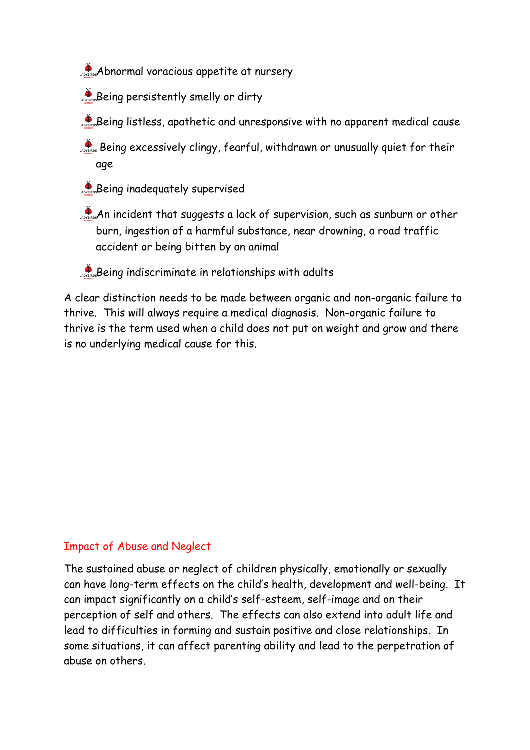- Abnormal voracious appetite at nursery
- Being persistently smelly or dirty
- Being listless, apathetic and unresponsive with no apparent medical cause
- Being excessively clingy, fearful, withdrawn or unusually quiet for their age
- Being inadequately supervised
- An incident that suggests a lack of supervision, such as sunburn or other burn, ingestion of a harmful substance, near drowning, a road traffic accident or being bitten by an animal
- Being indiscriminate in relationships with adults

A clear distinction needs to be made between organic and non-organic failure to thrive. This will always require a medical diagnosis. Non-organic failure to thrive is the term used when a child does not put on weight and grow and there is no underlying medical cause for this.

## Impact of Abuse and Neglect

The sustained abuse or neglect of children physically, emotionally or sexually can have long-term effects on the child's health, development and well-being. It can impact significantly on a child's self-esteem, self-image and on their perception of self and others. The effects can also extend into adult life and lead to difficulties in forming and sustain positive and close relationships. In some situations, it can affect parenting ability and lead to the perpetration of abuse on others.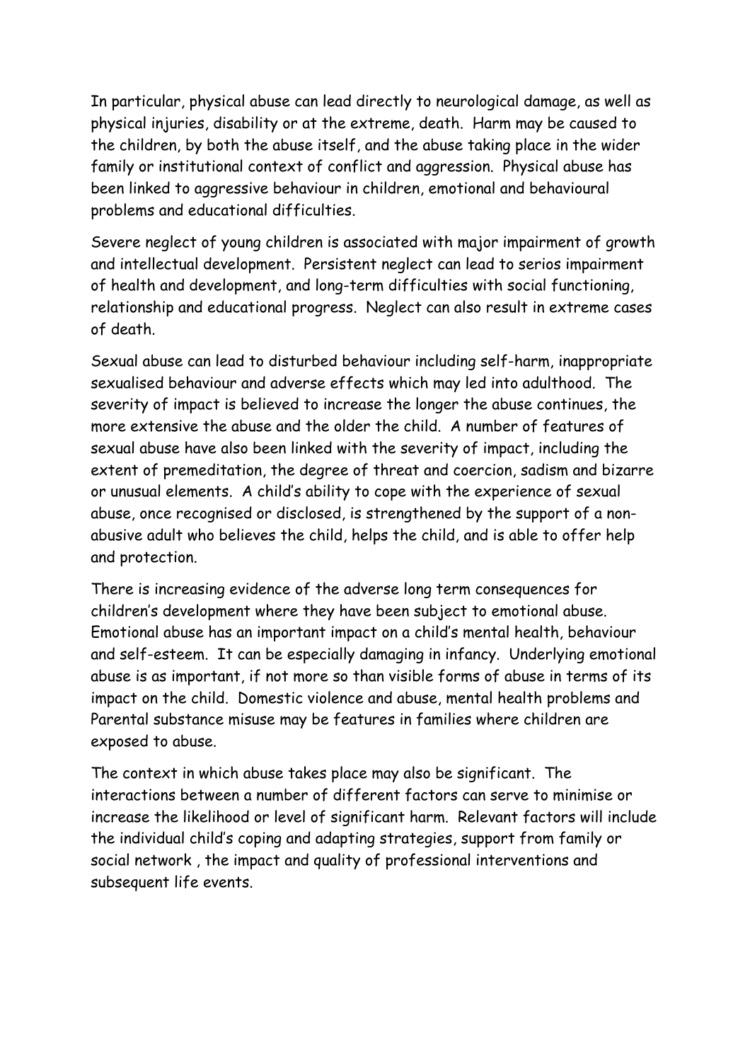In particular, physical abuse can lead directly to neurological damage, as well as physical injuries, disability or at the extreme, death. Harm may be caused to the children, by both the abuse itself, and the abuse taking place in the wider family or institutional context of conflict and aggression. Physical abuse has been linked to aggressive behaviour in children, emotional and behavioural problems and educational difficulties.

Severe neglect of young children is associated with major impairment of growth and intellectual development. Persistent neglect can lead to serios impairment of health and development, and long-term difficulties with social functioning, relationship and educational progress. Neglect can also result in extreme cases of death.

Sexual abuse can lead to disturbed behaviour including self-harm, inappropriate sexualised behaviour and adverse effects which may led into adulthood. The severity of impact is believed to increase the longer the abuse continues, the more extensive the abuse and the older the child. A number of features of sexual abuse have also been linked with the severity of impact, including the extent of premeditation, the degree of threat and coercion, sadism and bizarre or unusual elements. A child's ability to cope with the experience of sexual abuse, once recognised or disclosed, is strengthened by the support of a non-abusive adult who believes the child, helps the child, and is able to offer help and protection.

There is increasing evidence of the adverse long term consequences for children's development where they have been subject to emotional abuse. Emotional abuse has an important impact on a child's mental health, behaviour and self-esteem. It can be especially damaging in infancy. Underlying emotional abuse is as important, if not more so than visible forms of abuse in terms of its impact on the child. Domestic violence and abuse, mental health problems and Parental substance misuse may be features in families where children are exposed to abuse.

The context in which abuse takes place may also be significant. The interactions between a number of different factors can serve to minimise or increase the likelihood or level of significant harm. Relevant factors will include the individual child's coping and adapting strategies, support from family or social network , the impact and quality of professional interventions and subsequent life events.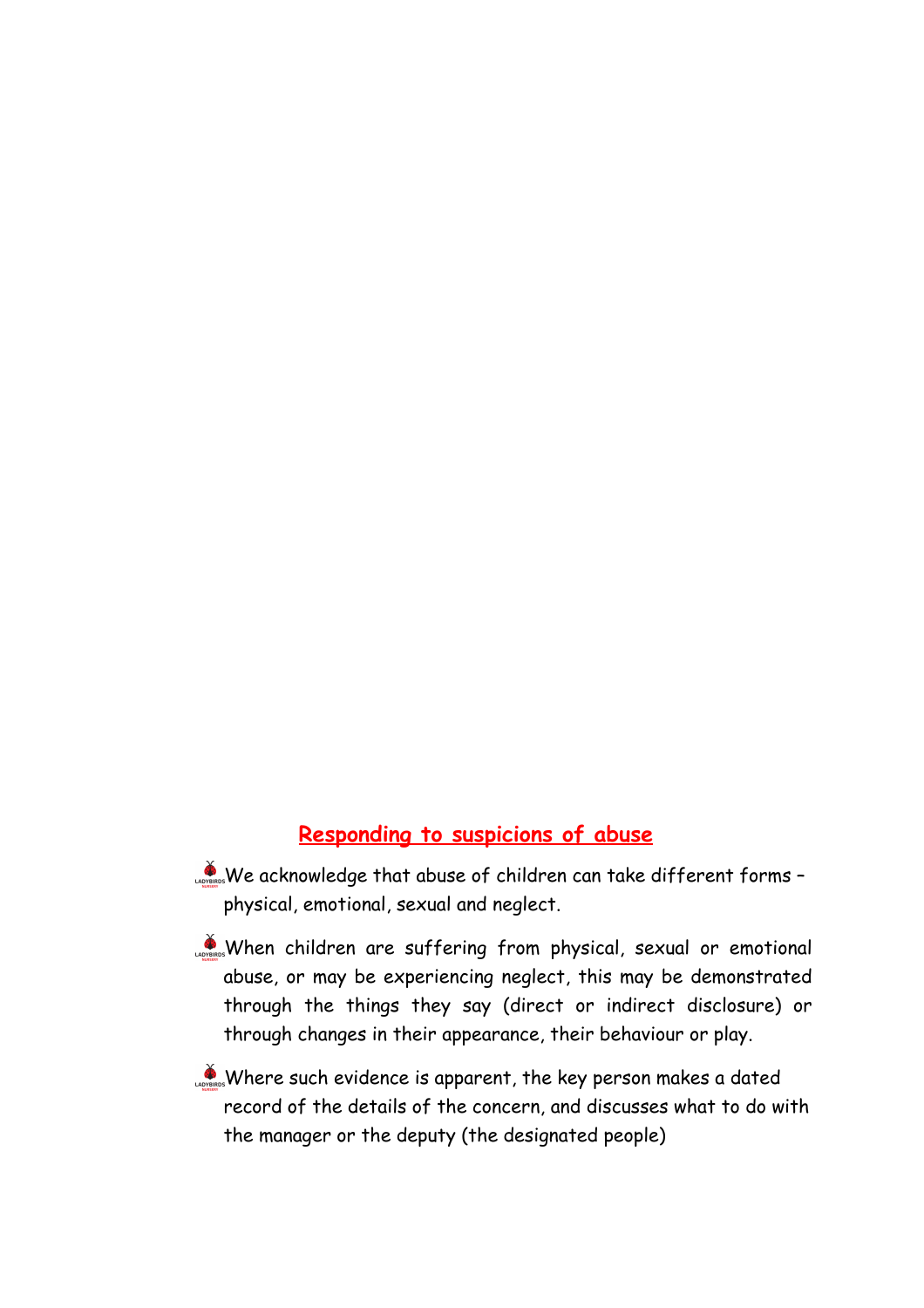## Responding to suspicions of abuse

- We acknowledge that abuse of children can take different forms – physical, emotional, sexual and neglect.
- When children are suffering from physical, sexual or emotional abuse, or may be experiencing neglect, this may be demonstrated through the things they say (direct or indirect disclosure) or through changes in their appearance, their behaviour or play.
- Where such evidence is apparent, the key person makes a dated record of the details of the concern, and discusses what to do with the manager or the deputy (the designated people)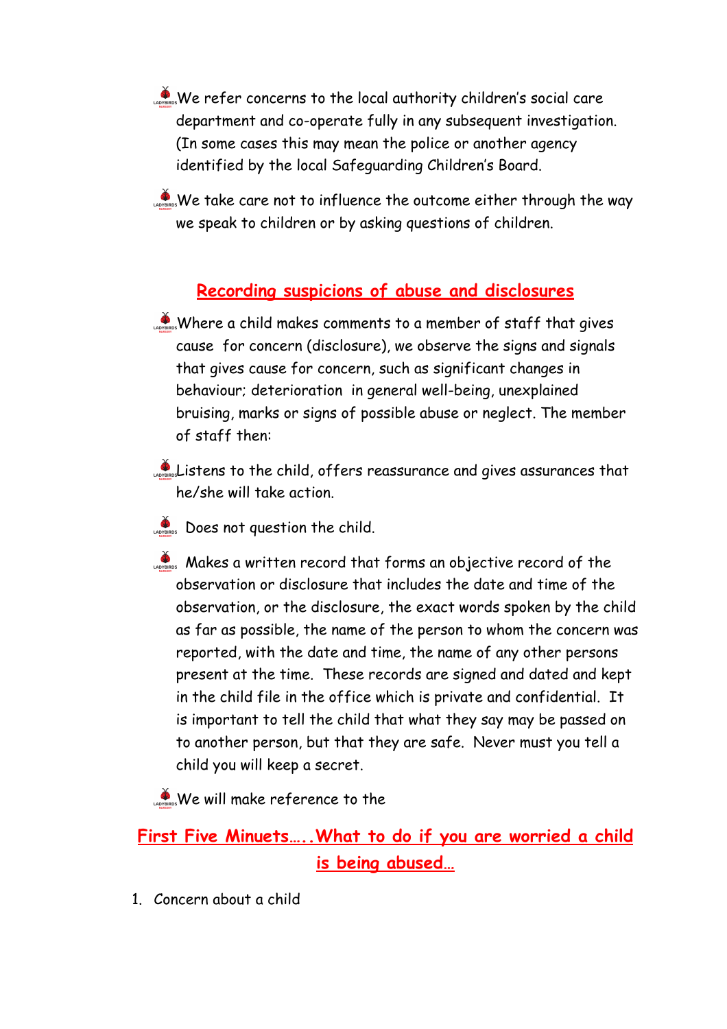- We refer concerns to the local authority children's social care department and co-operate fully in any subsequent investigation. (In some cases this may mean the police or another agency identified by the local Safeguarding Children's Board.

- We take care not to influence the outcome either through the way we speak to children or by asking questions of children.

## Recording suspicions of abuse and disclosures

- Where a child makes comments to a member of staff that gives cause for concern (disclosure), we observe the signs and signals that gives cause for concern, such as significant changes in behaviour; deterioration in general well-being, unexplained bruising, marks or signs of possible abuse or neglect. The member of staff then:

- Listens to the child, offers reassurance and gives assurances that he/she will take action.

- Does not question the child.

- Makes a written record that forms an objective record of the observation or disclosure that includes the date and time of the observation, or the disclosure, the exact words spoken by the child as far as possible, the name of the person to whom the concern was reported, with the date and time, the name of any other persons present at the time. These records are signed and dated and kept in the child file in the office which is private and confidential. It is important to tell the child that what they say may be passed on to another person, but that they are safe. Never must you tell a child you will keep a secret.

- We will make reference to the

## First Five Minuets…..What to do if you are worried a child is being abused…

1. Concern about a child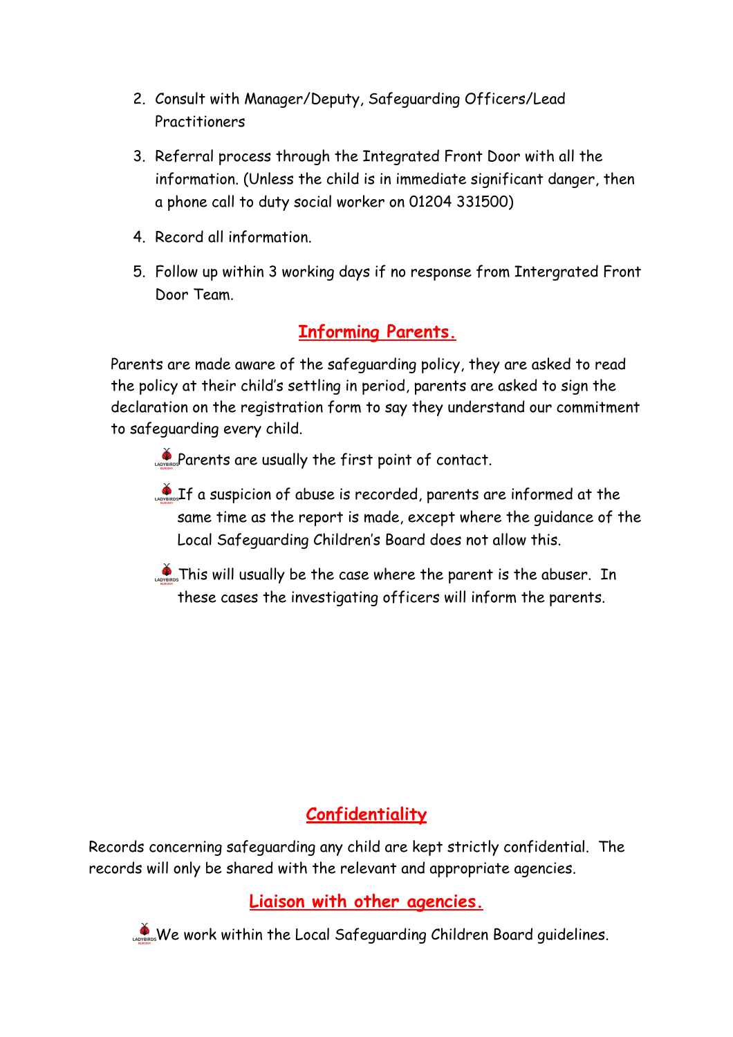2. Consult with Manager/Deputy, Safeguarding Officers/Lead Practitioners

3. Referral process through the Integrated Front Door with all the information. (Unless the child is in immediate significant danger, then a phone call to duty social worker on 01204 331500)

4. Record all information.

5. Follow up within 3 working days if no response from Intergrated Front Door Team.

## Informing Parents.

Parents are made aware of the safeguarding policy, they are asked to read the policy at their child's settling in period, parents are asked to sign the declaration on the registration form to say they understand our commitment to safeguarding every child.

- Parents are usually the first point of contact.
- If a suspicion of abuse is recorded, parents are informed at the same time as the report is made, except where the guidance of the Local Safeguarding Children's Board does not allow this.
- This will usually be the case where the parent is the abuser. In these cases the investigating officers will inform the parents.

## Confidentiality

Records concerning safeguarding any child are kept strictly confidential. The records will only be shared with the relevant and appropriate agencies.

## Liaison with other agencies.

- We work within the Local Safeguarding Children Board guidelines.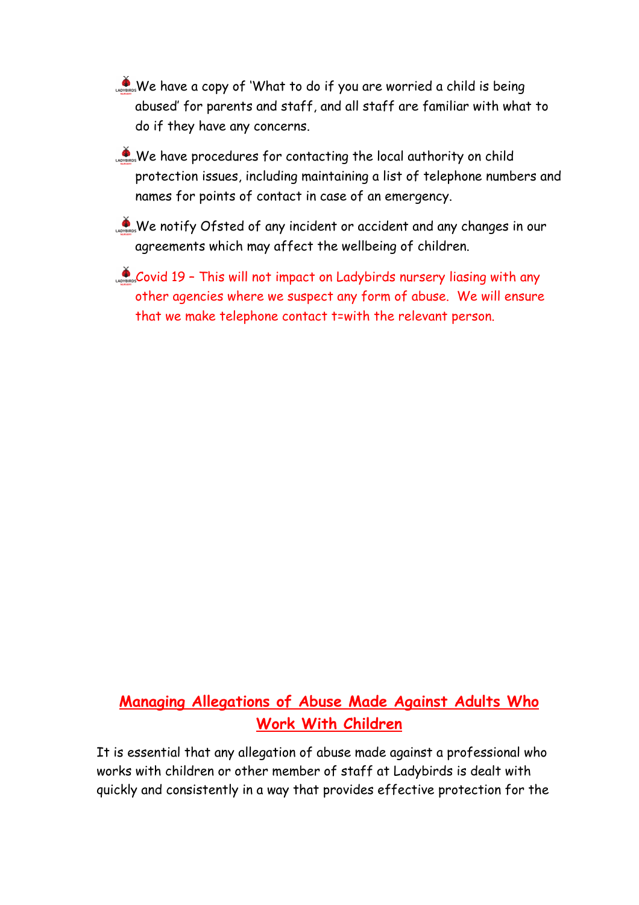- We have a copy of 'What to do if you are worried a child is being abused' for parents and staff, and all staff are familiar with what to do if they have any concerns.
- We have procedures for contacting the local authority on child protection issues, including maintaining a list of telephone numbers and names for points of contact in case of an emergency.
- We notify Ofsted of any incident or accident and any changes in our agreements which may affect the wellbeing of children.
- Covid 19 – This will not impact on Ladybirds nursery liasing with any other agencies where we suspect any form of abuse. We will ensure that we make telephone contact t=with the relevant person.

## Managing Allegations of Abuse Made Against Adults Who Work With Children

It is essential that any allegation of abuse made against a professional who works with children or other member of staff at Ladybirds is dealt with quickly and consistently in a way that provides effective protection for the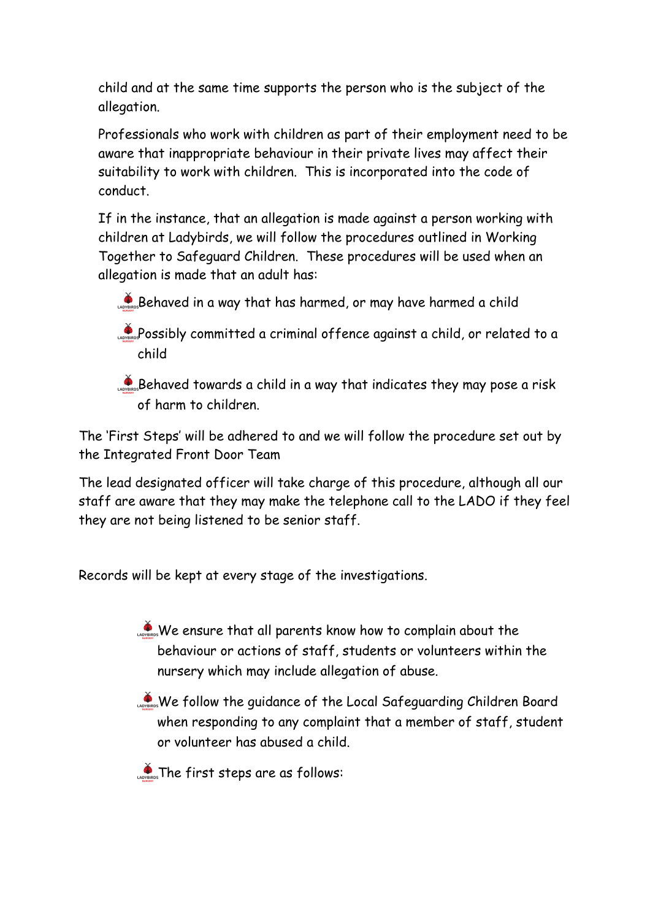child and at the same time supports the person who is the subject of the allegation.

Professionals who work with children as part of their employment need to be aware that inappropriate behaviour in their private lives may affect their suitability to work with children. This is incorporated into the code of conduct.

If in the instance, that an allegation is made against a person working with children at Ladybirds, we will follow the procedures outlined in Working Together to Safeguard Children. These procedures will be used when an allegation is made that an adult has:

- Behaved in a way that has harmed, or may have harmed a child
- Possibly committed a criminal offence against a child, or related to a child
- Behaved towards a child in a way that indicates they may pose a risk of harm to children.

The 'First Steps' will be adhered to and we will follow the procedure set out by the Integrated Front Door Team

The lead designated officer will take charge of this procedure, although all our staff are aware that they may make the telephone call to the LADO if they feel they are not being listened to be senior staff.

Records will be kept at every stage of the investigations.

- We ensure that all parents know how to complain about the behaviour or actions of staff, students or volunteers within the nursery which may include allegation of abuse.
- We follow the guidance of the Local Safeguarding Children Board when responding to any complaint that a member of staff, student or volunteer has abused a child.
- The first steps are as follows: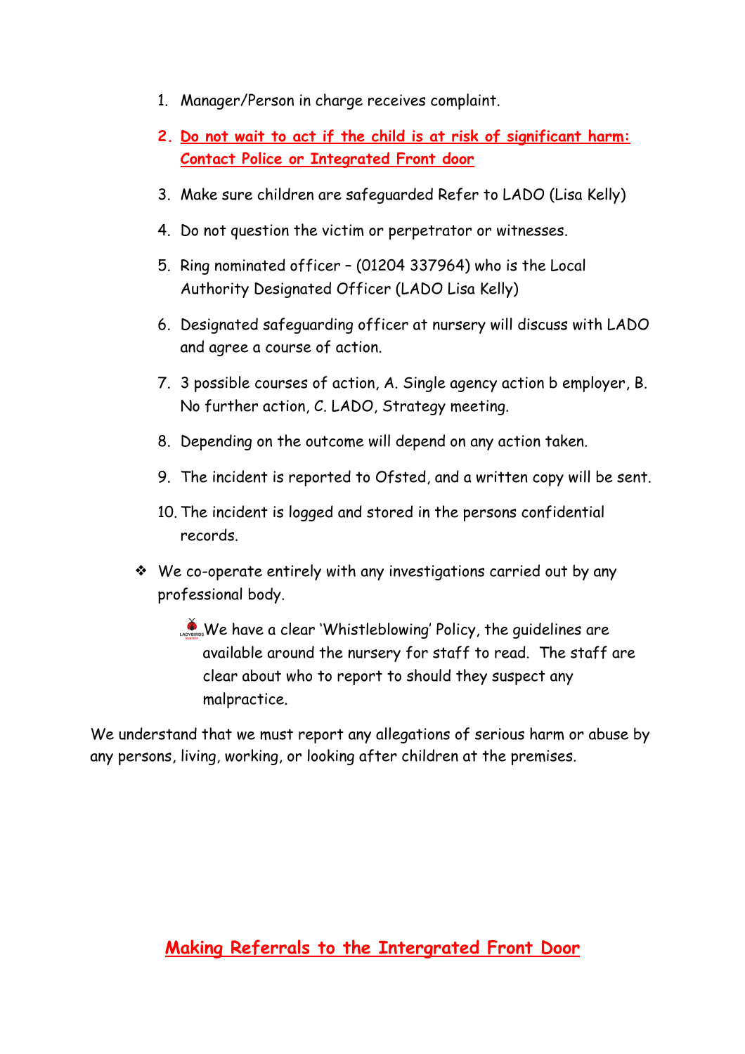1. Manager/Person in charge receives complaint.
2. **Do not wait to act if the child is at risk of significant harm: Contact Police or Integrated Front door**
3. Make sure children are safeguarded Refer to LADO (Lisa Kelly)
4. Do not question the victim or perpetrator or witnesses.
5. Ring nominated officer – (01204 337964) who is the Local Authority Designated Officer (LADO Lisa Kelly)
6. Designated safeguarding officer at nursery will discuss with LADO and agree a course of action.
7. 3 possible courses of action, A. Single agency action b employer, B. No further action, C. LADO, Strategy meeting.
8. Depending on the outcome will depend on any action taken.
9. The incident is reported to Ofsted, and a written copy will be sent.
10. The incident is logged and stored in the persons confidential records.

- We co-operate entirely with any investigations carried out by any professional body.
  - We have a clear 'Whistleblowing' Policy, the guidelines are available around the nursery for staff to read. The staff are clear about who to report to should they suspect any malpractice.

We understand that we must report any allegations of serious harm or abuse by any persons, living, working, or looking after children at the premises.

## Making Referrals to the Intergrated Front Door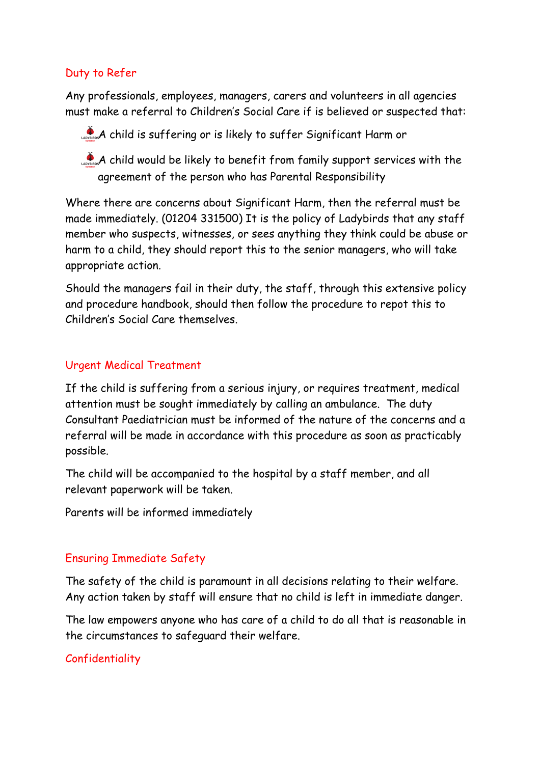## Duty to Refer

Any professionals, employees, managers, carers and volunteers in all agencies must make a referral to Children's Social Care if is believed or suspected that:

- A child is suffering or is likely to suffer Significant Harm or
- A child would be likely to benefit from family support services with the agreement of the person who has Parental Responsibility

Where there are concerns about Significant Harm, then the referral must be made immediately. (01204 331500) It is the policy of Ladybirds that any staff member who suspects, witnesses, or sees anything they think could be abuse or harm to a child, they should report this to the senior managers, who will take appropriate action.

Should the managers fail in their duty, the staff, through this extensive policy and procedure handbook, should then follow the procedure to repot this to Children's Social Care themselves.

## Urgent Medical Treatment

If the child is suffering from a serious injury, or requires treatment, medical attention must be sought immediately by calling an ambulance. The duty Consultant Paediatrician must be informed of the nature of the concerns and a referral will be made in accordance with this procedure as soon as practicably possible.

The child will be accompanied to the hospital by a staff member, and all relevant paperwork will be taken.

Parents will be informed immediately

## Ensuring Immediate Safety

The safety of the child is paramount in all decisions relating to their welfare. Any action taken by staff will ensure that no child is left in immediate danger.

The law empowers anyone who has care of a child to do all that is reasonable in the circumstances to safeguard their welfare.

## Confidentiality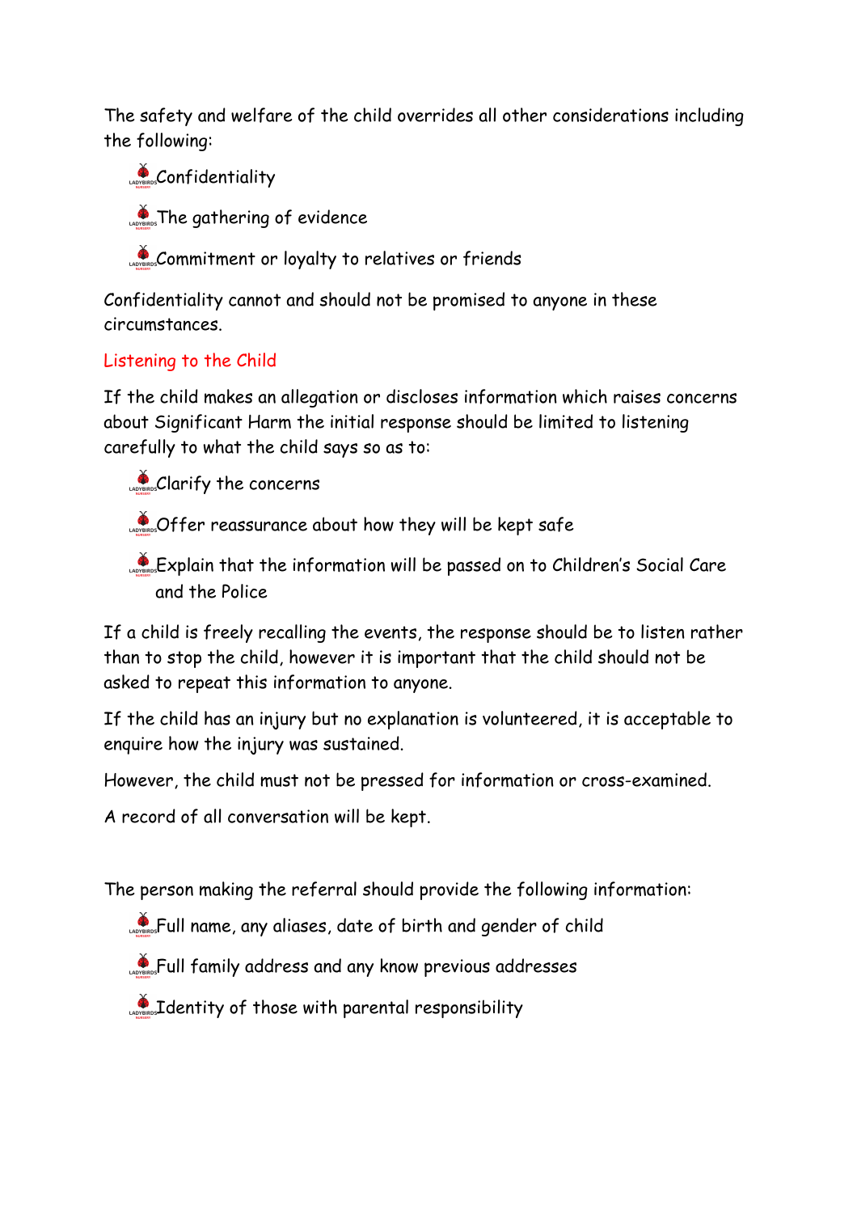The safety and welfare of the child overrides all other considerations including the following:

- Confidentiality
- The gathering of evidence
- Commitment or loyalty to relatives or friends

Confidentiality cannot and should not be promised to anyone in these circumstances.

## Listening to the Child

If the child makes an allegation or discloses information which raises concerns about Significant Harm the initial response should be limited to listening carefully to what the child says so as to:

- Clarify the concerns
- Offer reassurance about how they will be kept safe
- Explain that the information will be passed on to Children's Social Care and the Police

If a child is freely recalling the events, the response should be to listen rather than to stop the child, however it is important that the child should not be asked to repeat this information to anyone.

If the child has an injury but no explanation is volunteered, it is acceptable to enquire how the injury was sustained.

However, the child must not be pressed for information or cross-examined.

A record of all conversation will be kept.

The person making the referral should provide the following information:

- Full name, any aliases, date of birth and gender of child
- Full family address and any know previous addresses
- Identity of those with parental responsibility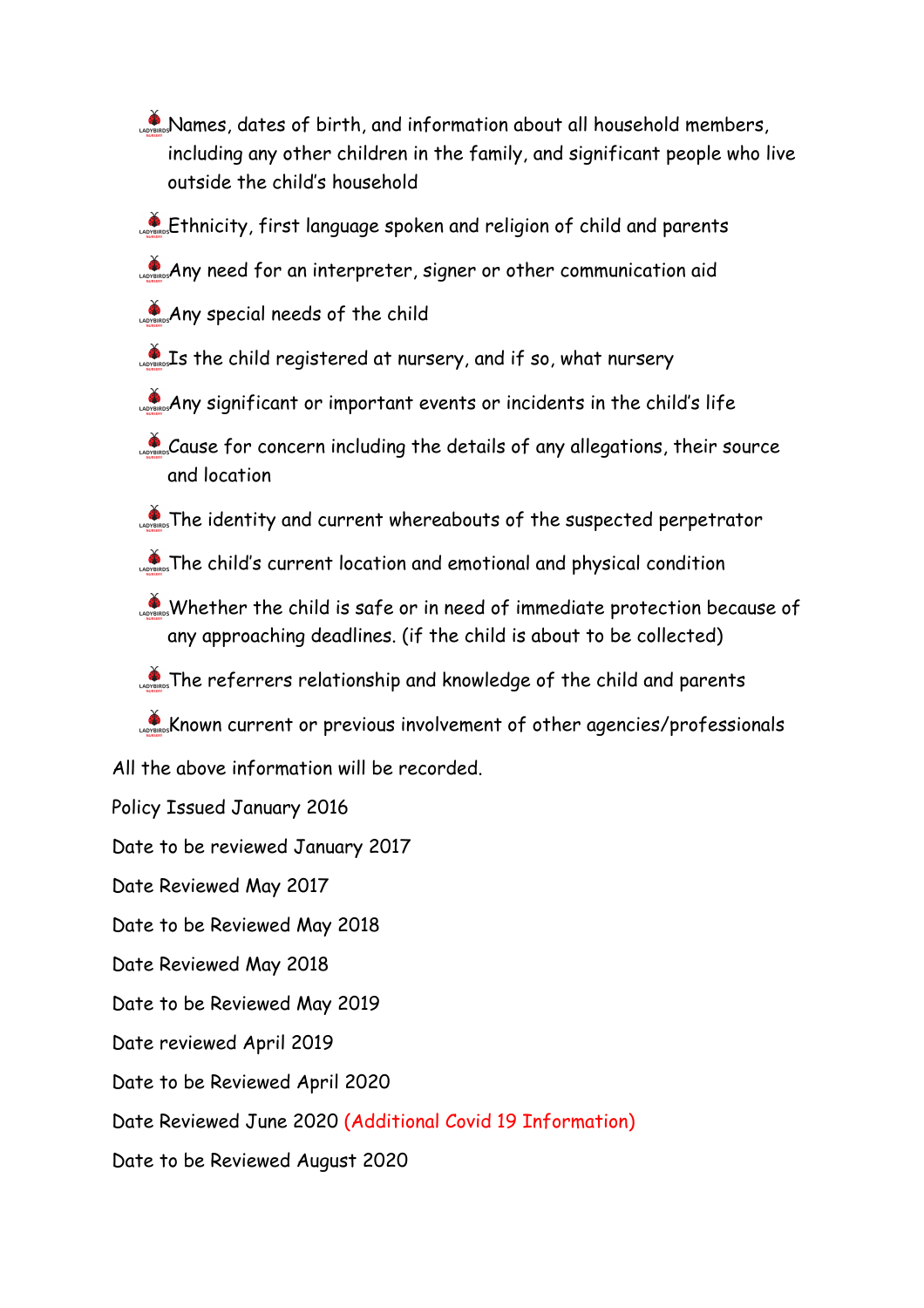- Names, dates of birth, and information about all household members, including any other children in the family, and significant people who live outside the child's household
- Ethnicity, first language spoken and religion of child and parents
- Any need for an interpreter, signer or other communication aid
- Any special needs of the child
- Is the child registered at nursery, and if so, what nursery
- Any significant or important events or incidents in the child's life
- Cause for concern including the details of any allegations, their source and location
- The identity and current whereabouts of the suspected perpetrator
- The child's current location and emotional and physical condition
- Whether the child is safe or in need of immediate protection because of any approaching deadlines. (if the child is about to be collected)
- The referrers relationship and knowledge of the child and parents
- Known current or previous involvement of other agencies/professionals

All the above information will be recorded.

Policy Issued January 2016

Date to be reviewed January 2017

Date Reviewed May 2017

Date to be Reviewed May 2018

Date Reviewed May 2018

Date to be Reviewed May 2019

Date reviewed April 2019

Date to be Reviewed April 2020

Date Reviewed June 2020 (Additional Covid 19 Information)

Date to be Reviewed August 2020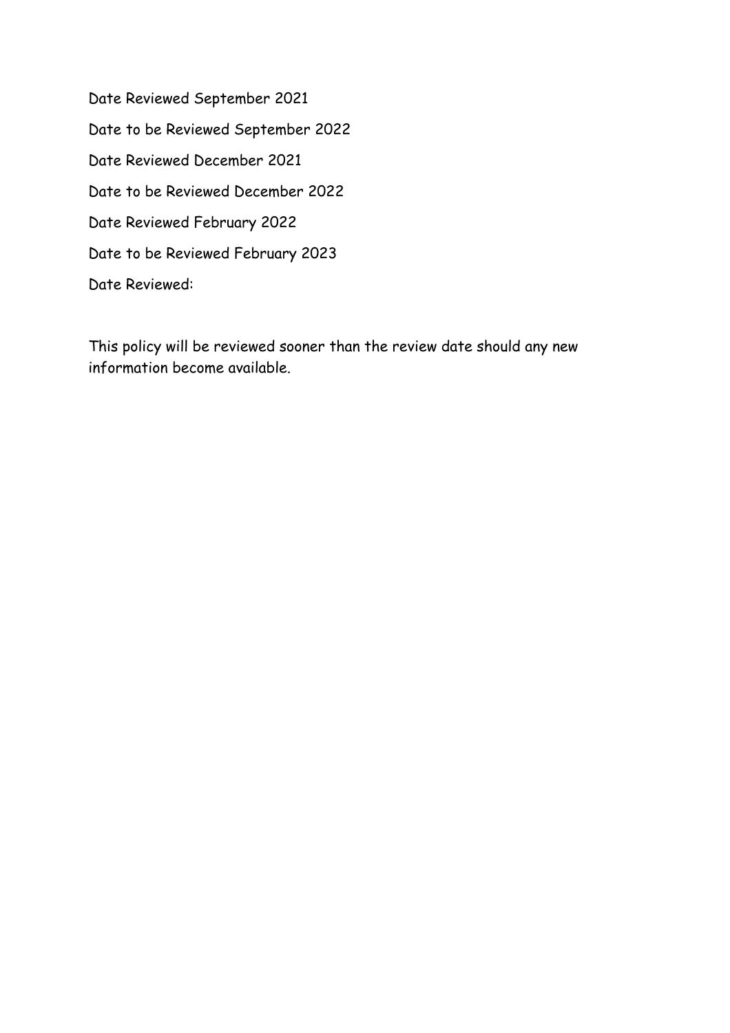Date Reviewed September 2021

Date to be Reviewed September 2022

Date Reviewed December 2021

Date to be Reviewed December 2022

Date Reviewed February 2022

Date to be Reviewed February 2023

Date Reviewed:

This policy will be reviewed sooner than the review date should any new information become available.